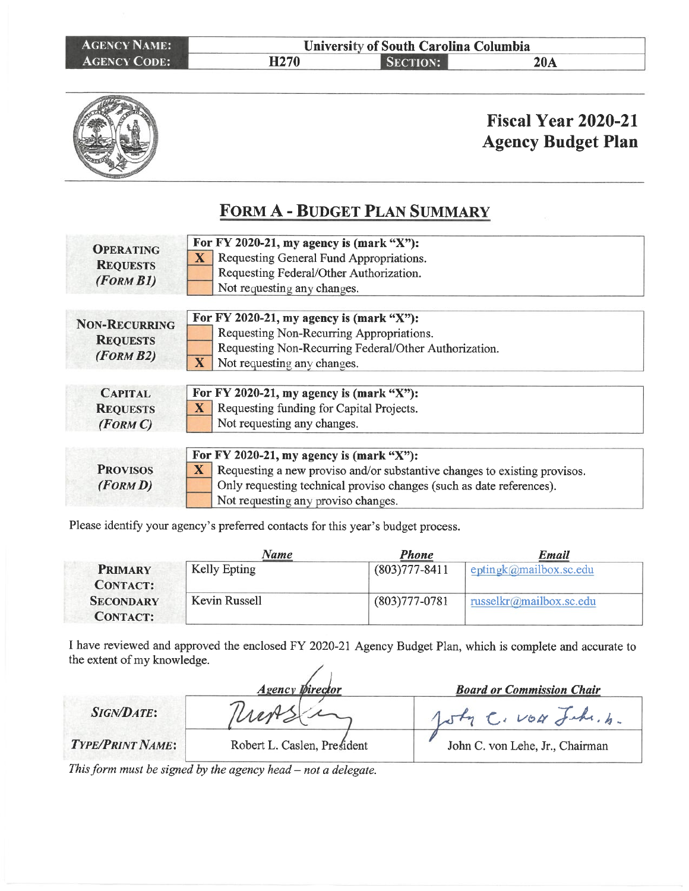| AGENCY NAME: | University of South Carolina Columbia | | |
|---|---|---|---|
| AGENCY CODE: | H270 | SECTION: | 20A |

# Fiscal Year 2020-21
# Agency Budget Plan

## FORM A - BUDGET PLAN SUMMARY

| | For FY 2020-21, my agency is (mark "X"): |
|---|---|
| **OPERATING REQUESTS** *(FORM B1)* | **X** Requesting General Fund Appropriations. |
| | Requesting Federal/Other Authorization. |
| | Not requesting any changes. |

| | For FY 2020-21, my agency is (mark "X"): |
|---|---|
| **NON-RECURRING REQUESTS** *(FORM B2)* | Requesting Non-Recurring Appropriations. |
| | Requesting Non-Recurring Federal/Other Authorization. |
| | **X** Not requesting any changes. |

| | For FY 2020-21, my agency is (mark "X"): |
|---|---|
| **CAPITAL REQUESTS** *(FORM C)* | **X** Requesting funding for Capital Projects. |
| | Not requesting any changes. |

| | For FY 2020-21, my agency is (mark "X"): |
|---|---|
| **PROVISOS** *(FORM D)* | **X** Requesting a new proviso and/or substantive changes to existing provisos. |
| | Only requesting technical proviso changes (such as date references). |
| | Not requesting any proviso changes. |

Please identify your agency's preferred contacts for this year's budget process.

| | *Name* | *Phone* | *Email* |
|---|---|---|---|
| **PRIMARY CONTACT:** | Kelly Epting | (803)777-8411 | eptingk@mailbox.sc.edu |
| **SECONDARY CONTACT:** | Kevin Russell | (803)777-0781 | russelkr@mailbox.sc.edu |

I have reviewed and approved the enclosed FY 2020-21 Agency Budget Plan, which is complete and accurate to the extent of my knowledge.

| | *Agency Director* | *Board or Commission Chair* |
|---|---|---|
| *SIGN/DATE:* | [signature] | [signature] |
| *TYPE/PRINT NAME:* | Robert L. Caslen, President | John C. von Lehe, Jr., Chairman |

*This form must be signed by the agency head – not a delegate.*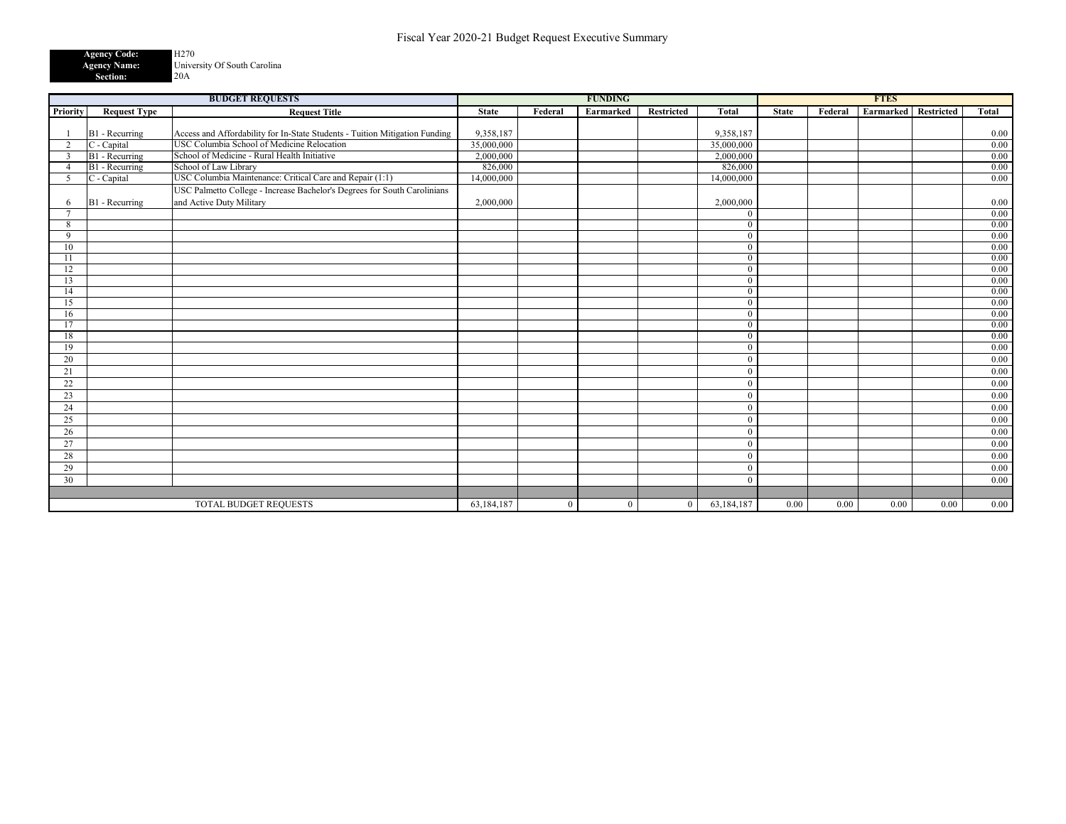# Fiscal Year 2020-21 Budget Request Executive Summary

**Agency Code:** H270
**Agency Name:** University Of South Carolina
**Section:** 20A

| BUDGET REQUESTS | | | FUNDING | | | | | FTES | | | | |
|---|---|---|---|---|---|---|---|---|---|---|---|---|
| Priority | Request Type | Request Title | State | Federal | Earmarked | Restricted | Total | State | Federal | Earmarked | Restricted | Total |
| 1 | B1 - Recurring | Access and Affordability for In-State Students - Tuition Mitigation Funding | 9,358,187 | | | | 9,358,187 | | | | | 0.00 |
| 2 | C - Capital | USC Columbia School of Medicine Relocation | 35,000,000 | | | | 35,000,000 | | | | | 0.00 |
| 3 | B1 - Recurring | School of Medicine - Rural Health Initiative | 2,000,000 | | | | 2,000,000 | | | | | 0.00 |
| 4 | B1 - Recurring | School of Law Library | 826,000 | | | | 826,000 | | | | | 0.00 |
| 5 | C - Capital | USC Columbia Maintenance: Critical Care and Repair (1:1) | 14,000,000 | | | | 14,000,000 | | | | | 0.00 |
| 6 | B1 - Recurring | USC Palmetto College - Increase Bachelor's Degrees for South Carolinians and Active Duty Military | 2,000,000 | | | | 2,000,000 | | | | | 0.00 |
| 7 | | | | | | | 0 | | | | | 0.00 |
| 8 | | | | | | | 0 | | | | | 0.00 |
| 9 | | | | | | | 0 | | | | | 0.00 |
| 10 | | | | | | | 0 | | | | | 0.00 |
| 11 | | | | | | | 0 | | | | | 0.00 |
| 12 | | | | | | | 0 | | | | | 0.00 |
| 13 | | | | | | | 0 | | | | | 0.00 |
| 14 | | | | | | | 0 | | | | | 0.00 |
| 15 | | | | | | | 0 | | | | | 0.00 |
| 16 | | | | | | | 0 | | | | | 0.00 |
| 17 | | | | | | | 0 | | | | | 0.00 |
| 18 | | | | | | | 0 | | | | | 0.00 |
| 19 | | | | | | | 0 | | | | | 0.00 |
| 20 | | | | | | | 0 | | | | | 0.00 |
| 21 | | | | | | | 0 | | | | | 0.00 |
| 22 | | | | | | | 0 | | | | | 0.00 |
| 23 | | | | | | | 0 | | | | | 0.00 |
| 24 | | | | | | | 0 | | | | | 0.00 |
| 25 | | | | | | | 0 | | | | | 0.00 |
| 26 | | | | | | | 0 | | | | | 0.00 |
| 27 | | | | | | | 0 | | | | | 0.00 |
| 28 | | | | | | | 0 | | | | | 0.00 |
| 29 | | | | | | | 0 | | | | | 0.00 |
| 30 | | | | | | | 0 | | | | | 0.00 |
| TOTAL BUDGET REQUESTS | | | 63,184,187 | 0 | 0 | 0 | 63,184,187 | 0.00 | 0.00 | 0.00 | 0.00 | 0.00 |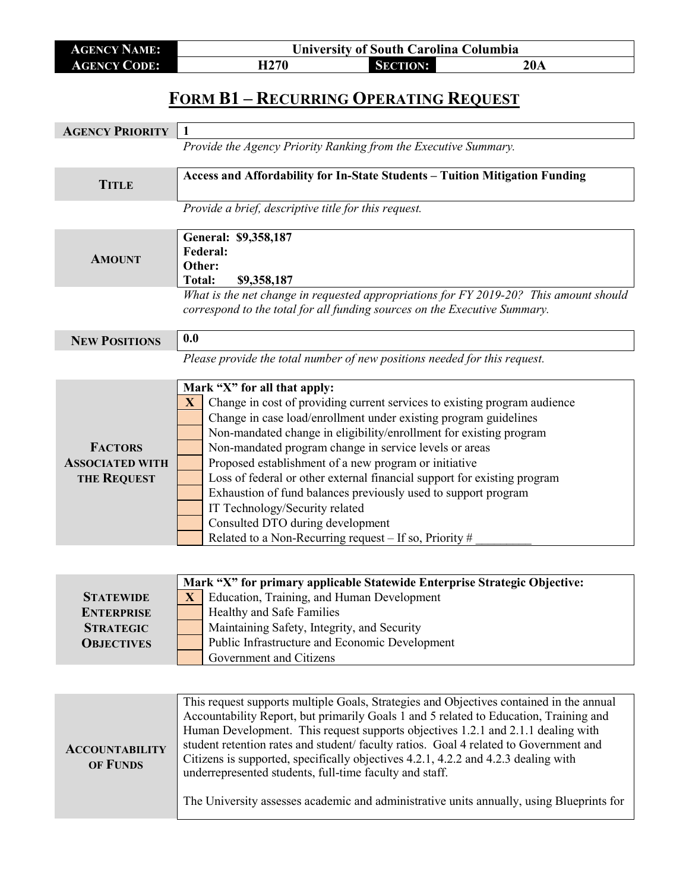| **AGENCY NAME:** | **University of South Carolina Columbia** | | |
|---|---|---|---|
| **AGENCY CODE:** | **H270** | **SECTION:** | **20A** |

## FORM B1 – RECURRING OPERATING REQUEST

| | |
|---|---|
| **AGENCY PRIORITY** | **1** |
| | *Provide the Agency Priority Ranking from the Executive Summary.* |
| **TITLE** | **Access and Affordability for In-State Students – Tuition Mitigation Funding** |
| | *Provide a brief, descriptive title for this request.* |
| **AMOUNT** | **General: $9,358,187**<br>**Federal:**<br>**Other:**<br>**Total: $9,358,187** |
| | *What is the net change in requested appropriations for FY 2019-20? This amount should correspond to the total for all funding sources on the Executive Summary.* |
| **NEW POSITIONS** | **0.0** |
| | *Please provide the total number of new positions needed for this request.* |

**FACTORS ASSOCIATED WITH THE REQUEST**

**Mark "X" for all that apply:**

| | |
|---|---|
| **X** | Change in cost of providing current services to existing program audience |
| | Change in case load/enrollment under existing program guidelines |
| | Non-mandated change in eligibility/enrollment for existing program |
| | Non-mandated program change in service levels or areas |
| | Proposed establishment of a new program or initiative |
| | Loss of federal or other external financial support for existing program |
| | Exhaustion of fund balances previously used to support program |
| | IT Technology/Security related |
| | Consulted DTO during development |
| | Related to a Non-Recurring request – If so, Priority # _________ |

**STATEWIDE ENTERPRISE STRATEGIC OBJECTIVES**

**Mark "X" for primary applicable Statewide Enterprise Strategic Objective:**

| | |
|---|---|
| **X** | Education, Training, and Human Development |
| | Healthy and Safe Families |
| | Maintaining Safety, Integrity, and Security |
| | Public Infrastructure and Economic Development |
| | Government and Citizens |

**ACCOUNTABILITY OF FUNDS**

This request supports multiple Goals, Strategies and Objectives contained in the annual Accountability Report, but primarily Goals 1 and 5 related to Education, Training and Human Development. This request supports objectives 1.2.1 and 2.1.1 dealing with student retention rates and student/ faculty ratios. Goal 4 related to Government and Citizens is supported, specifically objectives 4.2.1, 4.2.2 and 4.2.3 dealing with underrepresented students, full-time faculty and staff.

The University assesses academic and administrative units annually, using Blueprints for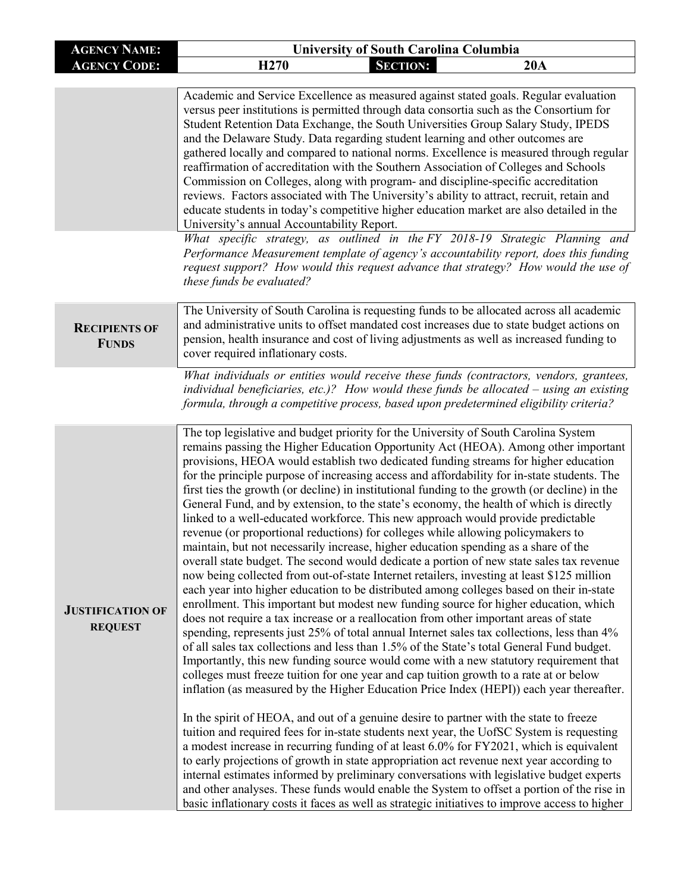| AGENCY NAME: | University of South Carolina Columbia | | |
|---|---|---|---|
| AGENCY CODE: | H270 | SECTION: | 20A |

| | |
|---|---|
| | Academic and Service Excellence as measured against stated goals. Regular evaluation versus peer institutions is permitted through data consortia such as the Consortium for Student Retention Data Exchange, the South Universities Group Salary Study, IPEDS and the Delaware Study. Data regarding student learning and other outcomes are gathered locally and compared to national norms. Excellence is measured through regular reaffirmation of accreditation with the Southern Association of Colleges and Schools Commission on Colleges, along with program- and discipline-specific accreditation reviews. Factors associated with The University's ability to attract, recruit, retain and educate students in today's competitive higher education market are also detailed in the University's annual Accountability Report. |
| | *What specific strategy, as outlined in the FY 2018-19 Strategic Planning and Performance Measurement template of agency's accountability report, does this funding request support? How would this request advance that strategy? How would the use of these funds be evaluated?* |
| **RECIPIENTS OF FUNDS** | The University of South Carolina is requesting funds to be allocated across all academic and administrative units to offset mandated cost increases due to state budget actions on pension, health insurance and cost of living adjustments as well as increased funding to cover required inflationary costs. |
| | *What individuals or entities would receive these funds (contractors, vendors, grantees, individual beneficiaries, etc.)? How would these funds be allocated – using an existing formula, through a competitive process, based upon predetermined eligibility criteria?* |
| **JUSTIFICATION OF REQUEST** | The top legislative and budget priority for the University of South Carolina System remains passing the Higher Education Opportunity Act (HEOA). Among other important provisions, HEOA would establish two dedicated funding streams for higher education for the principle purpose of increasing access and affordability for in-state students. The first ties the growth (or decline) in institutional funding to the growth (or decline) in the General Fund, and by extension, to the state's economy, the health of which is directly linked to a well-educated workforce. This new approach would provide predictable revenue (or proportional reductions) for colleges while allowing policymakers to maintain, but not necessarily increase, higher education spending as a share of the overall state budget. The second would dedicate a portion of new state sales tax revenue now being collected from out-of-state Internet retailers, investing at least $125 million each year into higher education to be distributed among colleges based on their in-state enrollment. This important but modest new funding source for higher education, which does not require a tax increase or a reallocation from other important areas of state spending, represents just 25% of total annual Internet sales tax collections, less than 4% of all sales tax collections and less than 1.5% of the State's total General Fund budget. Importantly, this new funding source would come with a new statutory requirement that colleges must freeze tuition for one year and cap tuition growth to a rate at or below inflation (as measured by the Higher Education Price Index (HEPI)) each year thereafter.<br><br>In the spirit of HEOA, and out of a genuine desire to partner with the state to freeze tuition and required fees for in-state students next year, the UofSC System is requesting a modest increase in recurring funding of at least 6.0% for FY2021, which is equivalent to early projections of growth in state appropriation act revenue next year according to internal estimates informed by preliminary conversations with legislative budget experts and other analyses. These funds would enable the System to offset a portion of the rise in basic inflationary costs it faces as well as strategic initiatives to improve access to higher |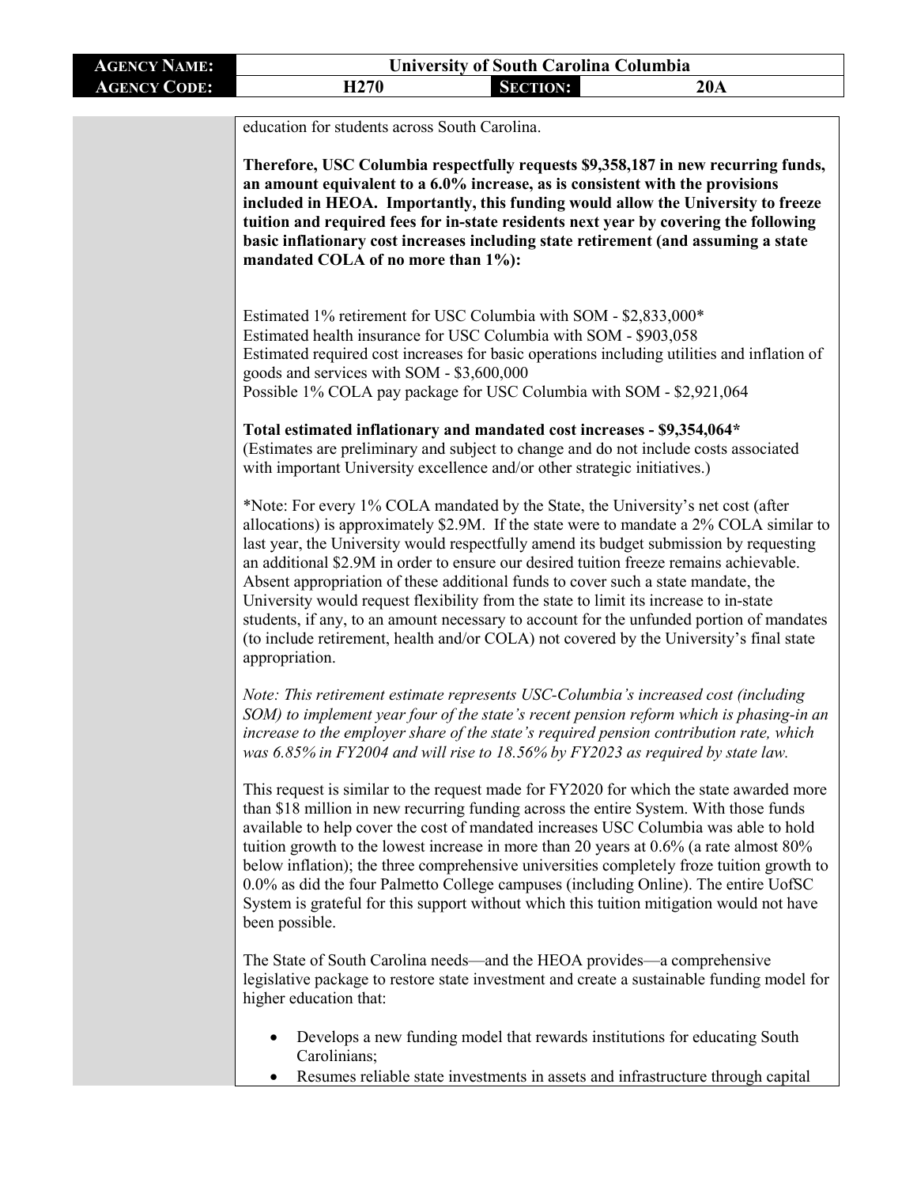education for students across South Carolina.

**Therefore, USC Columbia respectfully requests $9,358,187 in new recurring funds, an amount equivalent to a 6.0% increase, as is consistent with the provisions included in HEOA. Importantly, this funding would allow the University to freeze tuition and required fees for in-state residents next year by covering the following basic inflationary cost increases including state retirement (and assuming a state mandated COLA of no more than 1%):**

Estimated 1% retirement for USC Columbia with SOM - $2,833,000*
Estimated health insurance for USC Columbia with SOM - $903,058
Estimated required cost increases for basic operations including utilities and inflation of goods and services with SOM - $3,600,000
Possible 1% COLA pay package for USC Columbia with SOM - $2,921,064

**Total estimated inflationary and mandated cost increases - $9,354,064***
(Estimates are preliminary and subject to change and do not include costs associated with important University excellence and/or other strategic initiatives.)

*Note: For every 1% COLA mandated by the State, the University's net cost (after allocations) is approximately $2.9M. If the state were to mandate a 2% COLA similar to last year, the University would respectfully amend its budget submission by requesting an additional $2.9M in order to ensure our desired tuition freeze remains achievable. Absent appropriation of these additional funds to cover such a state mandate, the University would request flexibility from the state to limit its increase to in-state students, if any, to an amount necessary to account for the unfunded portion of mandates (to include retirement, health and/or COLA) not covered by the University's final state appropriation.

*Note: This retirement estimate represents USC-Columbia's increased cost (including SOM) to implement year four of the state's recent pension reform which is phasing-in an increase to the employer share of the state's required pension contribution rate, which was 6.85% in FY2004 and will rise to 18.56% by FY2023 as required by state law.*

This request is similar to the request made for FY2020 for which the state awarded more than $18 million in new recurring funding across the entire System. With those funds available to help cover the cost of mandated increases USC Columbia was able to hold tuition growth to the lowest increase in more than 20 years at 0.6% (a rate almost 80% below inflation); the three comprehensive universities completely froze tuition growth to 0.0% as did the four Palmetto College campuses (including Online). The entire UofSC System is grateful for this support without which this tuition mitigation would not have been possible.

The State of South Carolina needs—and the HEOA provides—a comprehensive legislative package to restore state investment and create a sustainable funding model for higher education that:

- Develops a new funding model that rewards institutions for educating South Carolinians;
- Resumes reliable state investments in assets and infrastructure through capital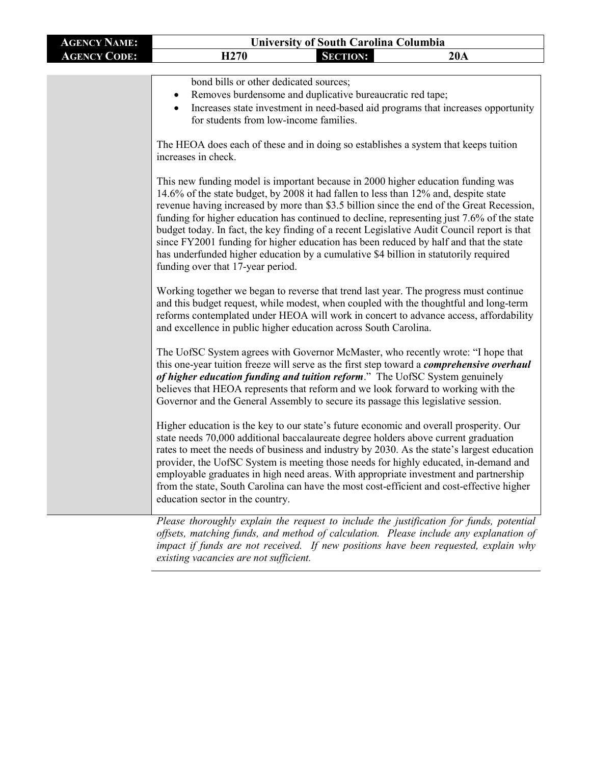| AGENCY NAME: | University of South Carolina Columbia | | |
|---|---|---|---|
| AGENCY CODE: | H270 | SECTION: | 20A |

bond bills or other dedicated sources;

- Removes burdensome and duplicative bureaucratic red tape;
- Increases state investment in need-based aid programs that increases opportunity for students from low-income families.

The HEOA does each of these and in doing so establishes a system that keeps tuition increases in check.

This new funding model is important because in 2000 higher education funding was 14.6% of the state budget, by 2008 it had fallen to less than 12% and, despite state revenue having increased by more than $3.5 billion since the end of the Great Recession, funding for higher education has continued to decline, representing just 7.6% of the state budget today. In fact, the key finding of a recent Legislative Audit Council report is that since FY2001 funding for higher education has been reduced by half and that the state has underfunded higher education by a cumulative $4 billion in statutorily required funding over that 17-year period.

Working together we began to reverse that trend last year. The progress must continue and this budget request, while modest, when coupled with the thoughtful and long-term reforms contemplated under HEOA will work in concert to advance access, affordability and excellence in public higher education across South Carolina.

The UofSC System agrees with Governor McMaster, who recently wrote: "I hope that this one-year tuition freeze will serve as the first step toward a ***comprehensive overhaul of higher education funding and tuition reform***." The UofSC System genuinely believes that HEOA represents that reform and we look forward to working with the Governor and the General Assembly to secure its passage this legislative session.

Higher education is the key to our state's future economic and overall prosperity. Our state needs 70,000 additional baccalaureate degree holders above current graduation rates to meet the needs of business and industry by 2030. As the state's largest education provider, the UofSC System is meeting those needs for highly educated, in-demand and employable graduates in high need areas. With appropriate investment and partnership from the state, South Carolina can have the most cost-efficient and cost-effective higher education sector in the country.

*Please thoroughly explain the request to include the justification for funds, potential offsets, matching funds, and method of calculation. Please include any explanation of impact if funds are not received. If new positions have been requested, explain why existing vacancies are not sufficient.*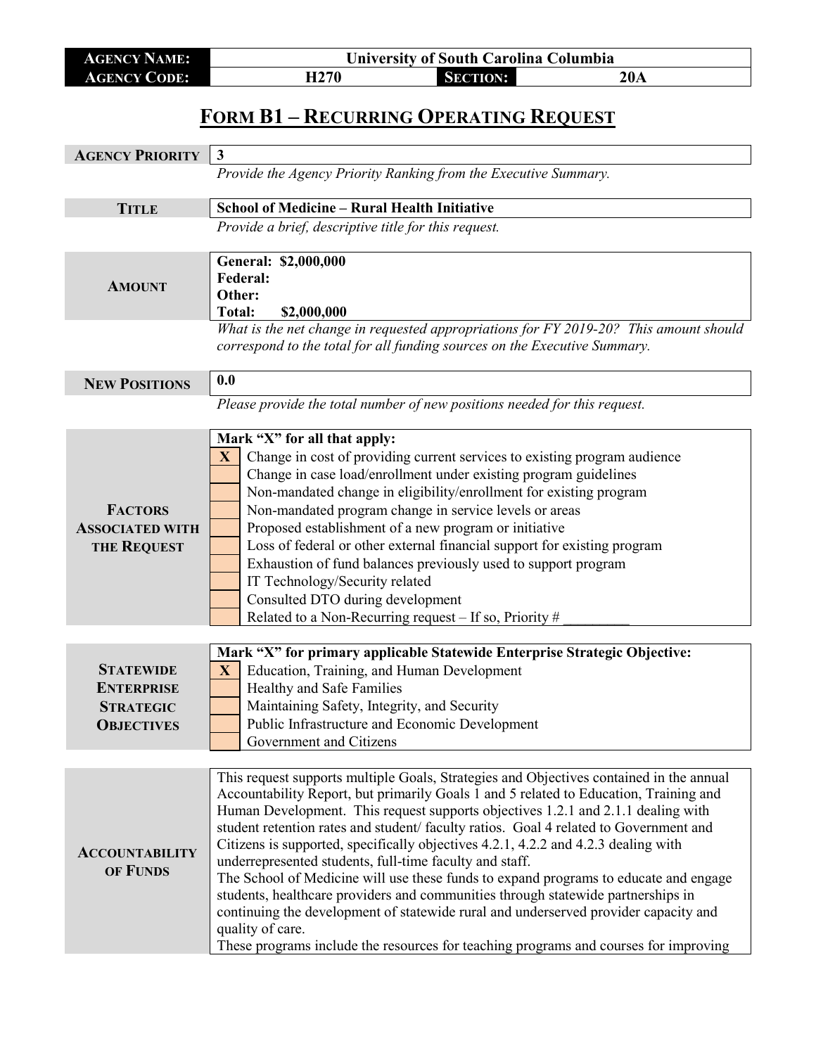| **AGENCY NAME:** | University of South Carolina Columbia | | |
|---|---|---|---|
| **AGENCY CODE:** | H270 | **SECTION:** | 20A |

# FORM B1 – RECURRING OPERATING REQUEST

| | |
|---|---|
| **AGENCY PRIORITY** | 3 |
| | *Provide the Agency Priority Ranking from the Executive Summary.* |
| **TITLE** | **School of Medicine – Rural Health Initiative** |
| | *Provide a brief, descriptive title for this request.* |
| **AMOUNT** | **General: $2,000,000**<br>**Federal:**<br>**Other:**<br>**Total: $2,000,000** |
| | *What is the net change in requested appropriations for FY 2019-20? This amount should correspond to the total for all funding sources on the Executive Summary.* |
| **NEW POSITIONS** | 0.0 |
| | *Please provide the total number of new positions needed for this request.* |

| | | |
|---|---|---|
| **FACTORS ASSOCIATED WITH THE REQUEST** | | **Mark "X" for all that apply:** |
| | X | Change in cost of providing current services to existing program audience |
| | | Change in case load/enrollment under existing program guidelines |
| | | Non-mandated change in eligibility/enrollment for existing program |
| | | Non-mandated program change in service levels or areas |
| | | Proposed establishment of a new program or initiative |
| | | Loss of federal or other external financial support for existing program |
| | | Exhaustion of fund balances previously used to support program |
| | | IT Technology/Security related |
| | | Consulted DTO during development |
| | | Related to a Non-Recurring request – If so, Priority # _________ |

| | | |
|---|---|---|
| **STATEWIDE ENTERPRISE STRATEGIC OBJECTIVES** | | **Mark "X" for primary applicable Statewide Enterprise Strategic Objective:** |
| | X | Education, Training, and Human Development |
| | | Healthy and Safe Families |
| | | Maintaining Safety, Integrity, and Security |
| | | Public Infrastructure and Economic Development |
| | | Government and Citizens |

| | |
|---|---|
| **ACCOUNTABILITY OF FUNDS** | This request supports multiple Goals, Strategies and Objectives contained in the annual Accountability Report, but primarily Goals 1 and 5 related to Education, Training and Human Development. This request supports objectives 1.2.1 and 2.1.1 dealing with student retention rates and student/ faculty ratios. Goal 4 related to Government and Citizens is supported, specifically objectives 4.2.1, 4.2.2 and 4.2.3 dealing with underrepresented students, full-time faculty and staff.<br>The School of Medicine will use these funds to expand programs to educate and engage students, healthcare providers and communities through statewide partnerships in continuing the development of statewide rural and underserved provider capacity and quality of care.<br>These programs include the resources for teaching programs and courses for improving |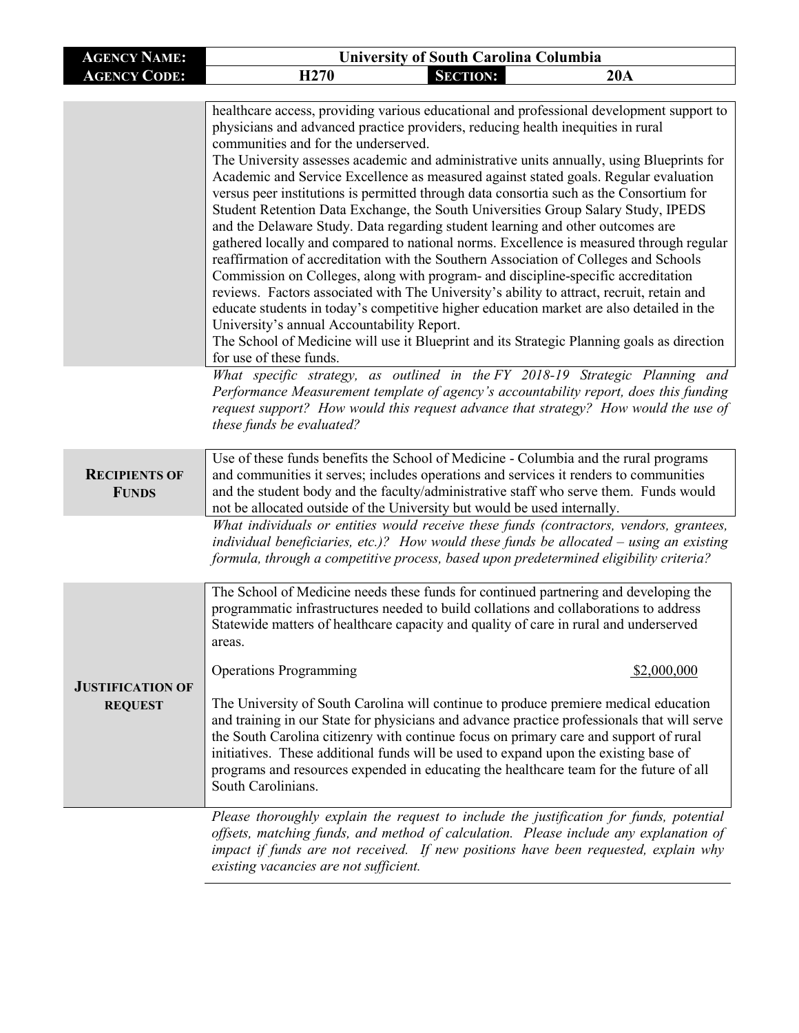| **AGENCY NAME:** | **University of South Carolina Columbia** | | |
|---|---|---|---|
| **AGENCY CODE:** | **H270** | **SECTION:** | **20A** |

| | |
|---|---|
| | healthcare access, providing various educational and professional development support to physicians and advanced practice providers, reducing health inequities in rural communities and for the underserved.<br>The University assesses academic and administrative units annually, using Blueprints for Academic and Service Excellence as measured against stated goals. Regular evaluation versus peer institutions is permitted through data consortia such as the Consortium for Student Retention Data Exchange, the South Universities Group Salary Study, IPEDS and the Delaware Study. Data regarding student learning and other outcomes are gathered locally and compared to national norms. Excellence is measured through regular reaffirmation of accreditation with the Southern Association of Colleges and Schools Commission on Colleges, along with program- and discipline-specific accreditation reviews. Factors associated with The University's ability to attract, recruit, retain and educate students in today's competitive higher education market are also detailed in the University's annual Accountability Report.<br>The School of Medicine will use it Blueprint and its Strategic Planning goals as direction for use of these funds. |
| | *What specific strategy, as outlined in the FY 2018-19 Strategic Planning and Performance Measurement template of agency's accountability report, does this funding request support? How would this request advance that strategy? How would the use of these funds be evaluated?* |
| **RECIPIENTS OF FUNDS** | Use of these funds benefits the School of Medicine - Columbia and the rural programs and communities it serves; includes operations and services it renders to communities and the student body and the faculty/administrative staff who serve them. Funds would not be allocated outside of the University but would be used internally. |
| | *What individuals or entities would receive these funds (contractors, vendors, grantees, individual beneficiaries, etc.)? How would these funds be allocated – using an existing formula, through a competitive process, based upon predetermined eligibility criteria?* |
| **JUSTIFICATION OF REQUEST** | The School of Medicine needs these funds for continued partnering and developing the programmatic infrastructures needed to build collations and collaborations to address Statewide matters of healthcare capacity and quality of care in rural and underserved areas.<br><br>Operations Programming $2,000,000<br><br>The University of South Carolina will continue to produce premiere medical education and training in our State for physicians and advance practice professionals that will serve the South Carolina citizenry with continue focus on primary care and support of rural initiatives. These additional funds will be used to expand upon the existing base of programs and resources expended in educating the healthcare team for the future of all South Carolinians. |
| | *Please thoroughly explain the request to include the justification for funds, potential offsets, matching funds, and method of calculation. Please include any explanation of impact if funds are not received. If new positions have been requested, explain why existing vacancies are not sufficient.* |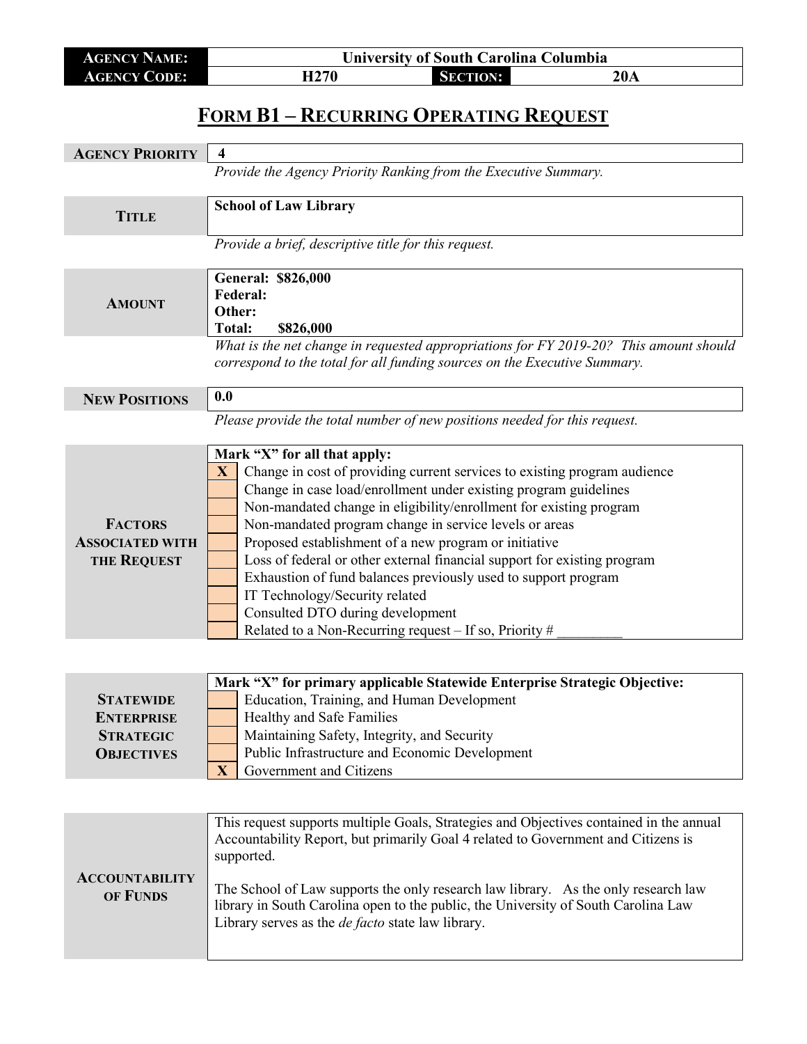| AGENCY NAME: | University of South Carolina Columbia | | |
|---|---|---|---|
| AGENCY CODE: | H270 | SECTION: | 20A |

# FORM B1 – RECURRING OPERATING REQUEST

| | |
|---|---|
| **AGENCY PRIORITY** | 4 |
| | *Provide the Agency Priority Ranking from the Executive Summary.* |
| **TITLE** | **School of Law Library** |
| | *Provide a brief, descriptive title for this request.* |
| **AMOUNT** | **General: $826,000**<br>**Federal:**<br>**Other:**<br>**Total: $826,000** |
| | *What is the net change in requested appropriations for FY 2019-20? This amount should correspond to the total for all funding sources on the Executive Summary.* |
| **NEW POSITIONS** | 0.0 |
| | *Please provide the total number of new positions needed for this request.* |

**FACTORS ASSOCIATED WITH THE REQUEST**

**Mark "X" for all that apply:**

| | |
|---|---|
| X | Change in cost of providing current services to existing program audience |
| | Change in case load/enrollment under existing program guidelines |
| | Non-mandated change in eligibility/enrollment for existing program |
| | Non-mandated program change in service levels or areas |
| | Proposed establishment of a new program or initiative |
| | Loss of federal or other external financial support for existing program |
| | Exhaustion of fund balances previously used to support program |
| | IT Technology/Security related |
| | Consulted DTO during development |
| | Related to a Non-Recurring request – If so, Priority # _________ |

**STATEWIDE ENTERPRISE STRATEGIC OBJECTIVES**

**Mark "X" for primary applicable Statewide Enterprise Strategic Objective:**

| | |
|---|---|
| | Education, Training, and Human Development |
| | Healthy and Safe Families |
| | Maintaining Safety, Integrity, and Security |
| | Public Infrastructure and Economic Development |
| X | Government and Citizens |

**ACCOUNTABILITY OF FUNDS**

This request supports multiple Goals, Strategies and Objectives contained in the annual Accountability Report, but primarily Goal 4 related to Government and Citizens is supported.

The School of Law supports the only research law library. As the only research law library in South Carolina open to the public, the University of South Carolina Law Library serves as the *de facto* state law library.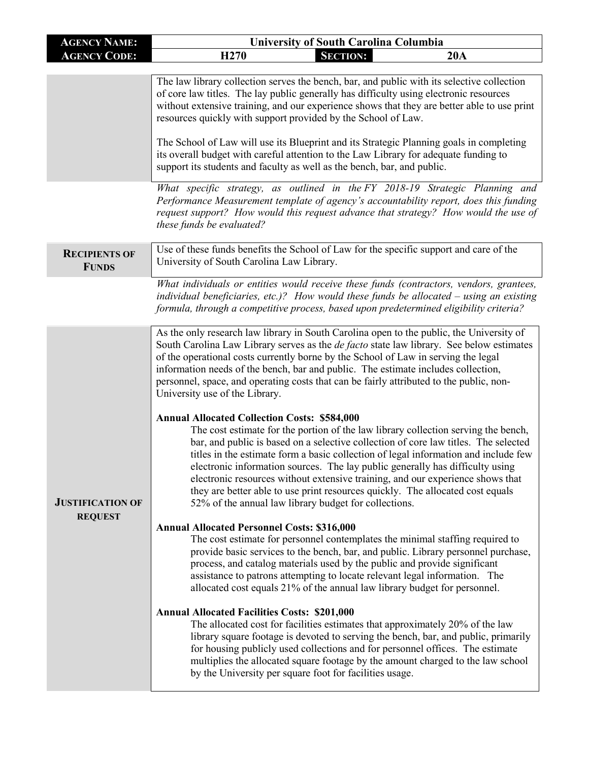| **AGENCY NAME:** | **University of South Carolina Columbia** | | |
|---|---|---|---|
| **AGENCY CODE:** | **H270** | **SECTION:** | **20A** |

| | |
|---|---|
| | The law library collection serves the bench, bar, and public with its selective collection of core law titles. The lay public generally has difficulty using electronic resources without extensive training, and our experience shows that they are better able to use print resources quickly with support provided by the School of Law.<br><br>The School of Law will use its Blueprint and its Strategic Planning goals in completing its overall budget with careful attention to the Law Library for adequate funding to support its students and faculty as well as the bench, bar, and public. |
| | *What specific strategy, as outlined in the FY 2018-19 Strategic Planning and Performance Measurement template of agency's accountability report, does this funding request support? How would this request advance that strategy? How would the use of these funds be evaluated?* |

| | |
|---|---|
| **RECIPIENTS OF FUNDS** | Use of these funds benefits the School of Law for the specific support and care of the University of South Carolina Law Library. |
| | *What individuals or entities would receive these funds (contractors, vendors, grantees, individual beneficiaries, etc.)? How would these funds be allocated – using an existing formula, through a competitive process, based upon predetermined eligibility criteria?* |

| | |
|---|---|
| **JUSTIFICATION OF REQUEST** | As the only research law library in South Carolina open to the public, the University of South Carolina Law Library serves as the *de facto* state law library. See below estimates of the operational costs currently borne by the School of Law in serving the legal information needs of the bench, bar and public. The estimate includes collection, personnel, space, and operating costs that can be fairly attributed to the public, non-University use of the Library.<br><br>**Annual Allocated Collection Costs: $584,000**<br>The cost estimate for the portion of the law library collection serving the bench, bar, and public is based on a selective collection of core law titles. The selected titles in the estimate form a basic collection of legal information and include few electronic information sources. The lay public generally has difficulty using electronic resources without extensive training, and our experience shows that they are better able to use print resources quickly. The allocated cost equals 52% of the annual law library budget for collections.<br><br>**Annual Allocated Personnel Costs: $316,000**<br>The cost estimate for personnel contemplates the minimal staffing required to provide basic services to the bench, bar, and public. Library personnel purchase, process, and catalog materials used by the public and provide significant assistance to patrons attempting to locate relevant legal information. The allocated cost equals 21% of the annual law library budget for personnel.<br><br>**Annual Allocated Facilities Costs: $201,000**<br>The allocated cost for facilities estimates that approximately 20% of the law library square footage is devoted to serving the bench, bar, and public, primarily for housing publicly used collections and for personnel offices. The estimate multiplies the allocated square footage by the amount charged to the law school by the University per square foot for facilities usage. |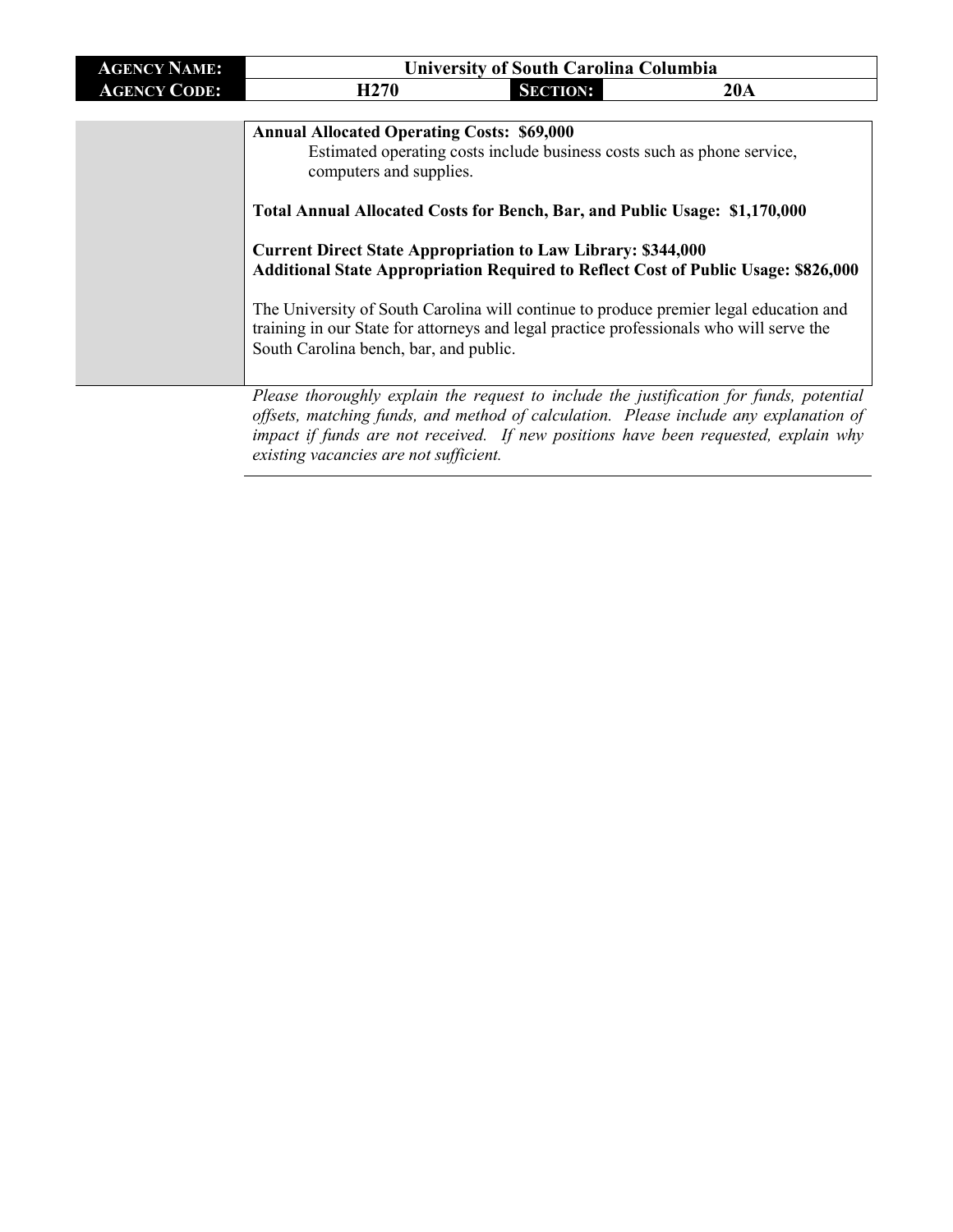| AGENCY NAME: | University of South Carolina Columbia | | |
| --- | --- | --- | --- |
| AGENCY CODE: | H270 | SECTION: | 20A |

**Annual Allocated Operating Costs: $69,000**

Estimated operating costs include business costs such as phone service, computers and supplies.

**Total Annual Allocated Costs for Bench, Bar, and Public Usage: $1,170,000**

**Current Direct State Appropriation to Law Library: $344,000**
**Additional State Appropriation Required to Reflect Cost of Public Usage: $826,000**

The University of South Carolina will continue to produce premier legal education and training in our State for attorneys and legal practice professionals who will serve the South Carolina bench, bar, and public.

*Please thoroughly explain the request to include the justification for funds, potential offsets, matching funds, and method of calculation. Please include any explanation of impact if funds are not received. If new positions have been requested, explain why existing vacancies are not sufficient.*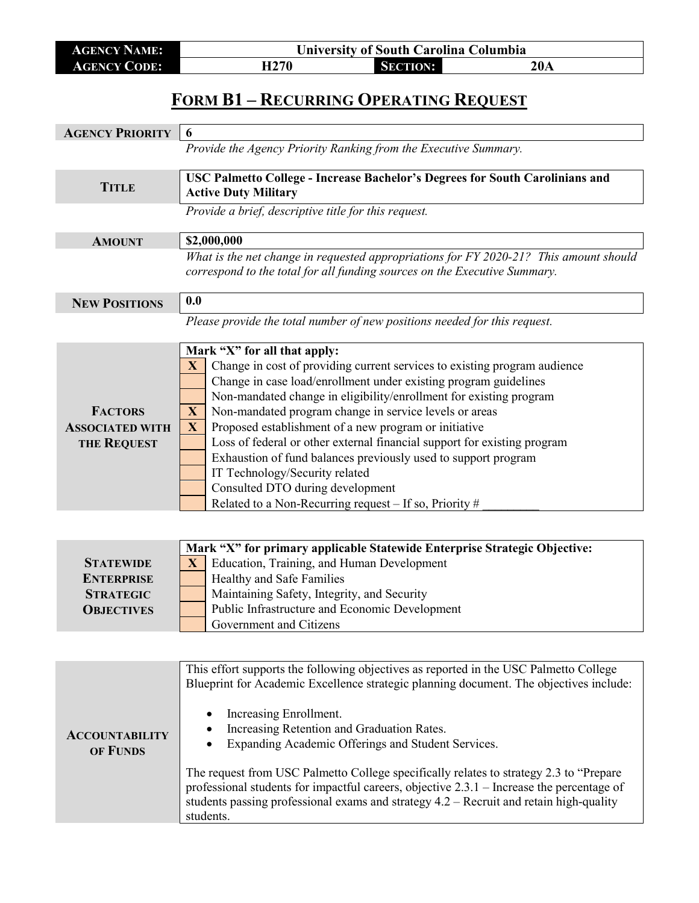| AGENCY NAME: | University of South Carolina Columbia | | |
|---|---|---|---|
| AGENCY CODE: | H270 | SECTION: | 20A |

# FORM B1 – RECURRING OPERATING REQUEST

| AGENCY PRIORITY | 6 |
|---|---|
| | *Provide the Agency Priority Ranking from the Executive Summary.* |

| TITLE | USC Palmetto College - Increase Bachelor's Degrees for South Carolinians and Active Duty Military |
|---|---|
| | *Provide a brief, descriptive title for this request.* |

| AMOUNT | $2,000,000 |
|---|---|
| | *What is the net change in requested appropriations for FY 2020-21? This amount should correspond to the total for all funding sources on the Executive Summary.* |

| NEW POSITIONS | 0.0 |
|---|---|
| | *Please provide the total number of new positions needed for this request.* |

**FACTORS ASSOCIATED WITH THE REQUEST**

**Mark "X" for all that apply:**

| | |
|---|---|
| X | Change in cost of providing current services to existing program audience |
| | Change in case load/enrollment under existing program guidelines |
| | Non-mandated change in eligibility/enrollment for existing program |
| X | Non-mandated program change in service levels or areas |
| X | Proposed establishment of a new program or initiative |
| | Loss of federal or other external financial support for existing program |
| | Exhaustion of fund balances previously used to support program |
| | IT Technology/Security related |
| | Consulted DTO during development |
| | Related to a Non-Recurring request – If so, Priority # _________ |

**STATEWIDE ENTERPRISE STRATEGIC OBJECTIVES**

**Mark "X" for primary applicable Statewide Enterprise Strategic Objective:**

| | |
|---|---|
| X | Education, Training, and Human Development |
| | Healthy and Safe Families |
| | Maintaining Safety, Integrity, and Security |
| | Public Infrastructure and Economic Development |
| | Government and Citizens |

**ACCOUNTABILITY OF FUNDS**

This effort supports the following objectives as reported in the USC Palmetto College Blueprint for Academic Excellence strategic planning document. The objectives include:

- Increasing Enrollment.
- Increasing Retention and Graduation Rates.
- Expanding Academic Offerings and Student Services.

The request from USC Palmetto College specifically relates to strategy 2.3 to "Prepare professional students for impactful careers, objective 2.3.1 – Increase the percentage of students passing professional exams and strategy 4.2 – Recruit and retain high-quality students.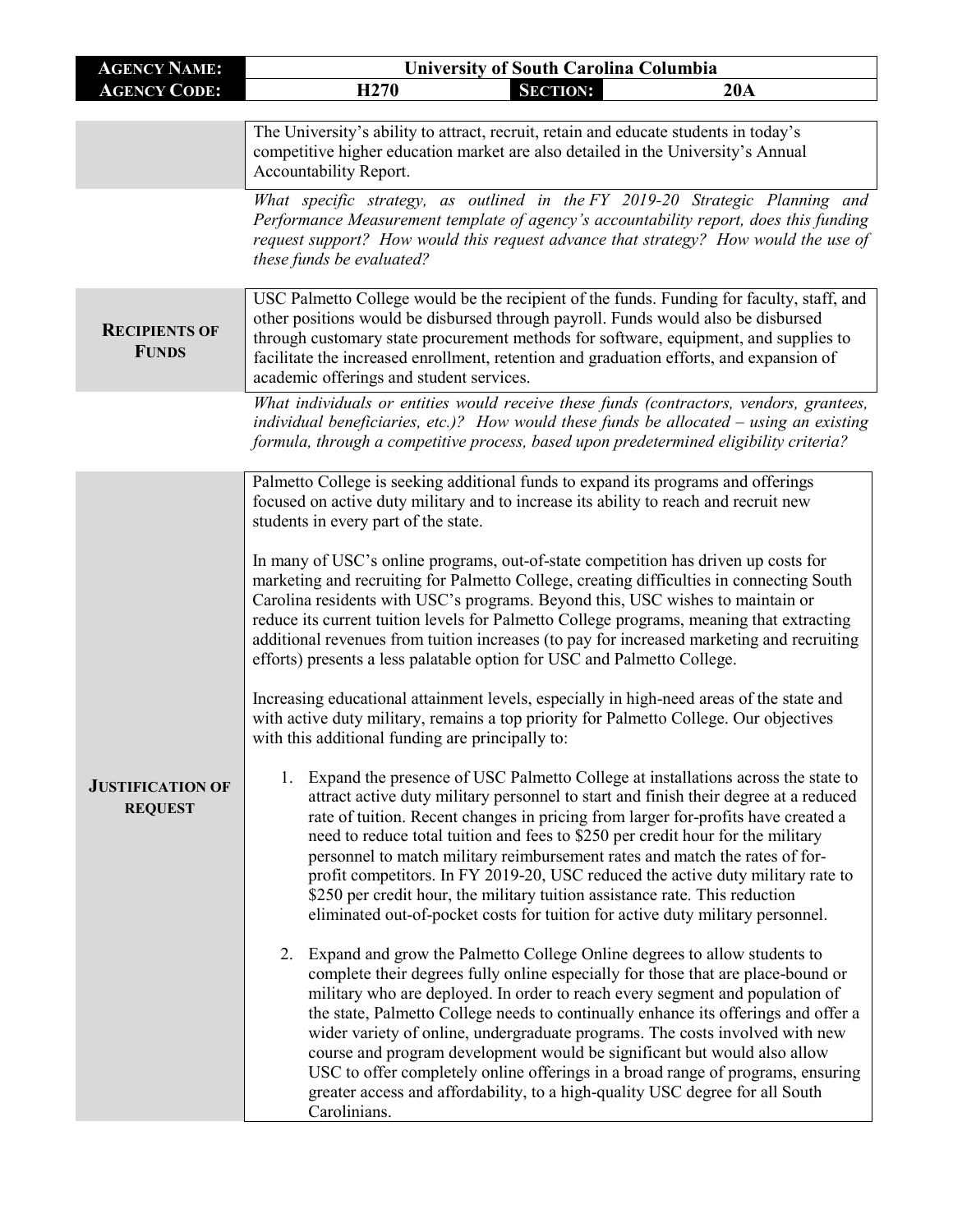| **AGENCY NAME:** | University of South Carolina Columbia | | |
|---|---|---|---|
| **AGENCY CODE:** | H270 | **SECTION:** | 20A |

| | |
|---|---|
| | The University's ability to attract, recruit, retain and educate students in today's competitive higher education market are also detailed in the University's Annual Accountability Report. |
| | *What specific strategy, as outlined in the FY 2019-20 Strategic Planning and Performance Measurement template of agency's accountability report, does this funding request support? How would this request advance that strategy? How would the use of these funds be evaluated?* |
| **RECIPIENTS OF FUNDS** | USC Palmetto College would be the recipient of the funds. Funding for faculty, staff, and other positions would be disbursed through payroll. Funds would also be disbursed through customary state procurement methods for software, equipment, and supplies to facilitate the increased enrollment, retention and graduation efforts, and expansion of academic offerings and student services. |
| | *What individuals or entities would receive these funds (contractors, vendors, grantees, individual beneficiaries, etc.)? How would these funds be allocated – using an existing formula, through a competitive process, based upon predetermined eligibility criteria?* |

**JUSTIFICATION OF REQUEST**

Palmetto College is seeking additional funds to expand its programs and offerings focused on active duty military and to increase its ability to reach and recruit new students in every part of the state.

In many of USC's online programs, out-of-state competition has driven up costs for marketing and recruiting for Palmetto College, creating difficulties in connecting South Carolina residents with USC's programs. Beyond this, USC wishes to maintain or reduce its current tuition levels for Palmetto College programs, meaning that extracting additional revenues from tuition increases (to pay for increased marketing and recruiting efforts) presents a less palatable option for USC and Palmetto College.

Increasing educational attainment levels, especially in high-need areas of the state and with active duty military, remains a top priority for Palmetto College. Our objectives with this additional funding are principally to:

1. Expand the presence of USC Palmetto College at installations across the state to attract active duty military personnel to start and finish their degree at a reduced rate of tuition. Recent changes in pricing from larger for-profits have created a need to reduce total tuition and fees to $250 per credit hour for the military personnel to match military reimbursement rates and match the rates of for-profit competitors. In FY 2019-20, USC reduced the active duty military rate to $250 per credit hour, the military tuition assistance rate. This reduction eliminated out-of-pocket costs for tuition for active duty military personnel.

2. Expand and grow the Palmetto College Online degrees to allow students to complete their degrees fully online especially for those that are place-bound or military who are deployed. In order to reach every segment and population of the state, Palmetto College needs to continually enhance its offerings and offer a wider variety of online, undergraduate programs. The costs involved with new course and program development would be significant but would also allow USC to offer completely online offerings in a broad range of programs, ensuring greater access and affordability, to a high-quality USC degree for all South Carolinians.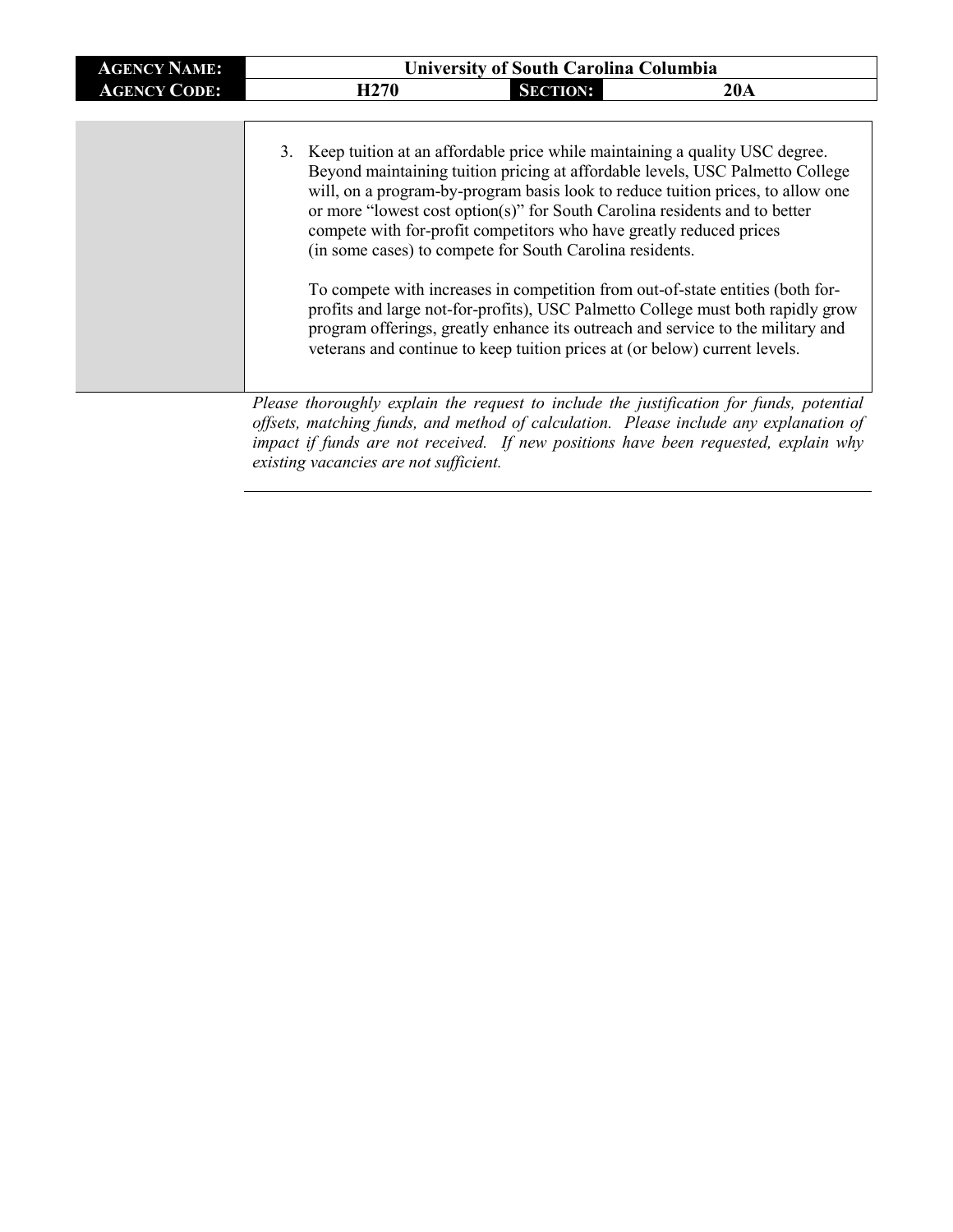| **AGENCY NAME:** | **University of South Carolina Columbia** | | |
|---|---|---|---|
| **AGENCY CODE:** | **H270** | **SECTION:** | **20A** |

3. Keep tuition at an affordable price while maintaining a quality USC degree. Beyond maintaining tuition pricing at affordable levels, USC Palmetto College will, on a program-by-program basis look to reduce tuition prices, to allow one or more "lowest cost option(s)" for South Carolina residents and to better compete with for-profit competitors who have greatly reduced prices (in some cases) to compete for South Carolina residents.

   To compete with increases in competition from out-of-state entities (both for-profits and large not-for-profits), USC Palmetto College must both rapidly grow program offerings, greatly enhance its outreach and service to the military and veterans and continue to keep tuition prices at (or below) current levels.

*Please thoroughly explain the request to include the justification for funds, potential offsets, matching funds, and method of calculation. Please include any explanation of impact if funds are not received. If new positions have been requested, explain why existing vacancies are not sufficient.*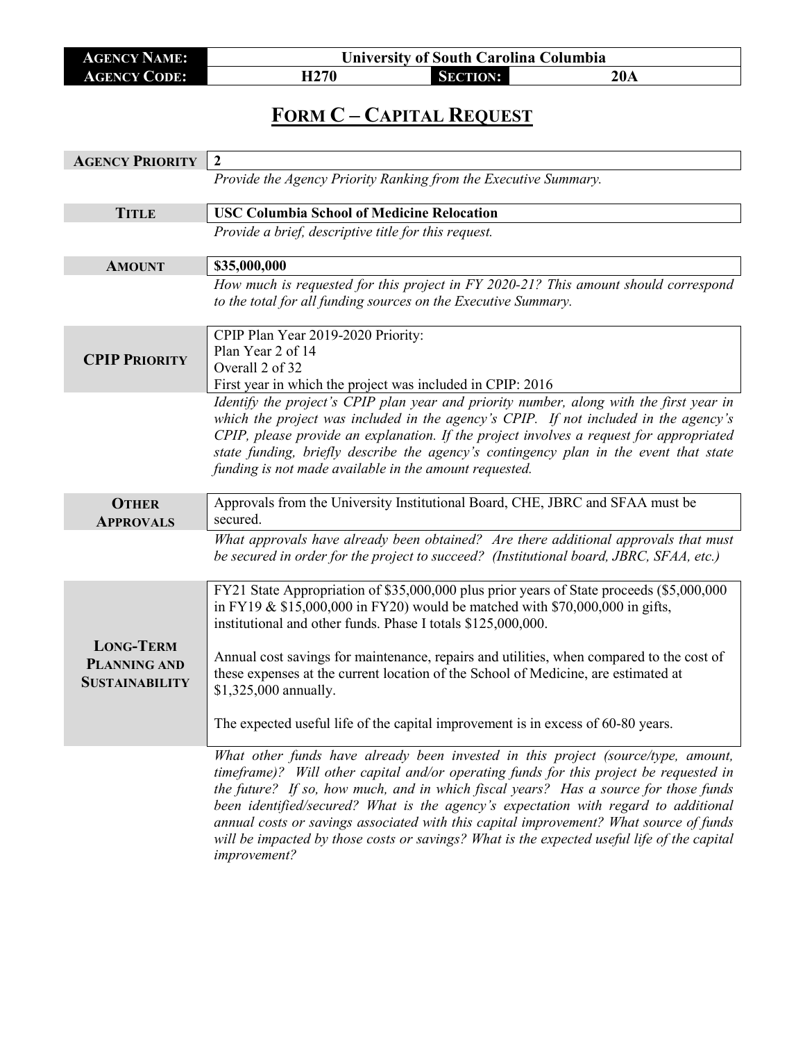| AGENCY NAME: | University of South Carolina Columbia | | |
|---|---|---|---|
| AGENCY CODE: | H270 | SECTION: | 20A |

# FORM C – CAPITAL REQUEST

| | |
|---|---|
| **AGENCY PRIORITY** | **2** |
| | *Provide the Agency Priority Ranking from the Executive Summary.* |
| **TITLE** | **USC Columbia School of Medicine Relocation** |
| | *Provide a brief, descriptive title for this request.* |
| **AMOUNT** | **$35,000,000** |
| | *How much is requested for this project in FY 2020-21? This amount should correspond to the total for all funding sources on the Executive Summary.* |
| **CPIP PRIORITY** | CPIP Plan Year 2019-2020 Priority:<br>Plan Year 2 of 14<br>Overall 2 of 32<br>First year in which the project was included in CPIP: 2016 |
| | *Identify the project's CPIP plan year and priority number, along with the first year in which the project was included in the agency's CPIP. If not included in the agency's CPIP, please provide an explanation. If the project involves a request for appropriated state funding, briefly describe the agency's contingency plan in the event that state funding is not made available in the amount requested.* |
| **OTHER APPROVALS** | Approvals from the University Institutional Board, CHE, JBRC and SFAA must be secured. |
| | *What approvals have already been obtained? Are there additional approvals that must be secured in order for the project to succeed? (Institutional board, JBRC, SFAA, etc.)* |
| **LONG-TERM PLANNING AND SUSTAINABILITY** | FY21 State Appropriation of $35,000,000 plus prior years of State proceeds ($5,000,000 in FY19 & $15,000,000 in FY20) would be matched with $70,000,000 in gifts, institutional and other funds. Phase I totals $125,000,000.<br><br>Annual cost savings for maintenance, repairs and utilities, when compared to the cost of these expenses at the current location of the School of Medicine, are estimated at $1,325,000 annually.<br><br>The expected useful life of the capital improvement is in excess of 60-80 years. |
| | *What other funds have already been invested in this project (source/type, amount, timeframe)? Will other capital and/or operating funds for this project be requested in the future? If so, how much, and in which fiscal years? Has a source for those funds been identified/secured? What is the agency's expectation with regard to additional annual costs or savings associated with this capital improvement? What source of funds will be impacted by those costs or savings? What is the expected useful life of the capital improvement?* |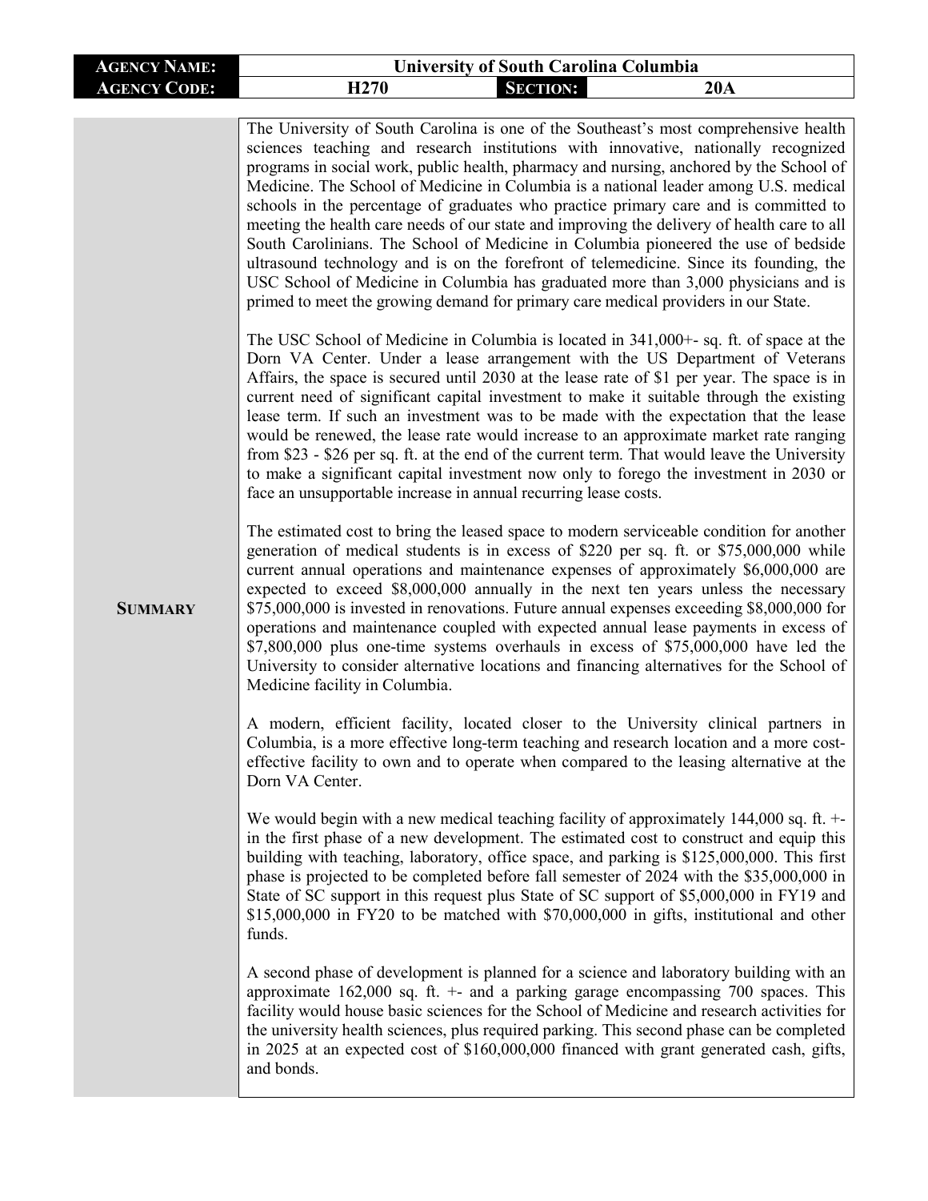| AGENCY NAME: | University of South Carolina Columbia | | |
|---|---|---|---|
| AGENCY CODE: | H270 | SECTION: | 20A |

**SUMMARY**

The University of South Carolina is one of the Southeast's most comprehensive health sciences teaching and research institutions with innovative, nationally recognized programs in social work, public health, pharmacy and nursing, anchored by the School of Medicine. The School of Medicine in Columbia is a national leader among U.S. medical schools in the percentage of graduates who practice primary care and is committed to meeting the health care needs of our state and improving the delivery of health care to all South Carolinians. The School of Medicine in Columbia pioneered the use of bedside ultrasound technology and is on the forefront of telemedicine. Since its founding, the USC School of Medicine in Columbia has graduated more than 3,000 physicians and is primed to meet the growing demand for primary care medical providers in our State.

The USC School of Medicine in Columbia is located in 341,000+- sq. ft. of space at the Dorn VA Center. Under a lease arrangement with the US Department of Veterans Affairs, the space is secured until 2030 at the lease rate of $1 per year. The space is in current need of significant capital investment to make it suitable through the existing lease term. If such an investment was to be made with the expectation that the lease would be renewed, the lease rate would increase to an approximate market rate ranging from $23 - $26 per sq. ft. at the end of the current term. That would leave the University to make a significant capital investment now only to forego the investment in 2030 or face an unsupportable increase in annual recurring lease costs.

The estimated cost to bring the leased space to modern serviceable condition for another generation of medical students is in excess of $220 per sq. ft. or $75,000,000 while current annual operations and maintenance expenses of approximately $6,000,000 are expected to exceed $8,000,000 annually in the next ten years unless the necessary $75,000,000 is invested in renovations. Future annual expenses exceeding $8,000,000 for operations and maintenance coupled with expected annual lease payments in excess of $7,800,000 plus one-time systems overhauls in excess of $75,000,000 have led the University to consider alternative locations and financing alternatives for the School of Medicine facility in Columbia.

A modern, efficient facility, located closer to the University clinical partners in Columbia, is a more effective long-term teaching and research location and a more cost-effective facility to own and to operate when compared to the leasing alternative at the Dorn VA Center.

We would begin with a new medical teaching facility of approximately 144,000 sq. ft. +- in the first phase of a new development. The estimated cost to construct and equip this building with teaching, laboratory, office space, and parking is $125,000,000. This first phase is projected to be completed before fall semester of 2024 with the $35,000,000 in State of SC support in this request plus State of SC support of $5,000,000 in FY19 and $15,000,000 in FY20 to be matched with $70,000,000 in gifts, institutional and other funds.

A second phase of development is planned for a science and laboratory building with an approximate 162,000 sq. ft. +- and a parking garage encompassing 700 spaces. This facility would house basic sciences for the School of Medicine and research activities for the university health sciences, plus required parking. This second phase can be completed in 2025 at an expected cost of $160,000,000 financed with grant generated cash, gifts, and bonds.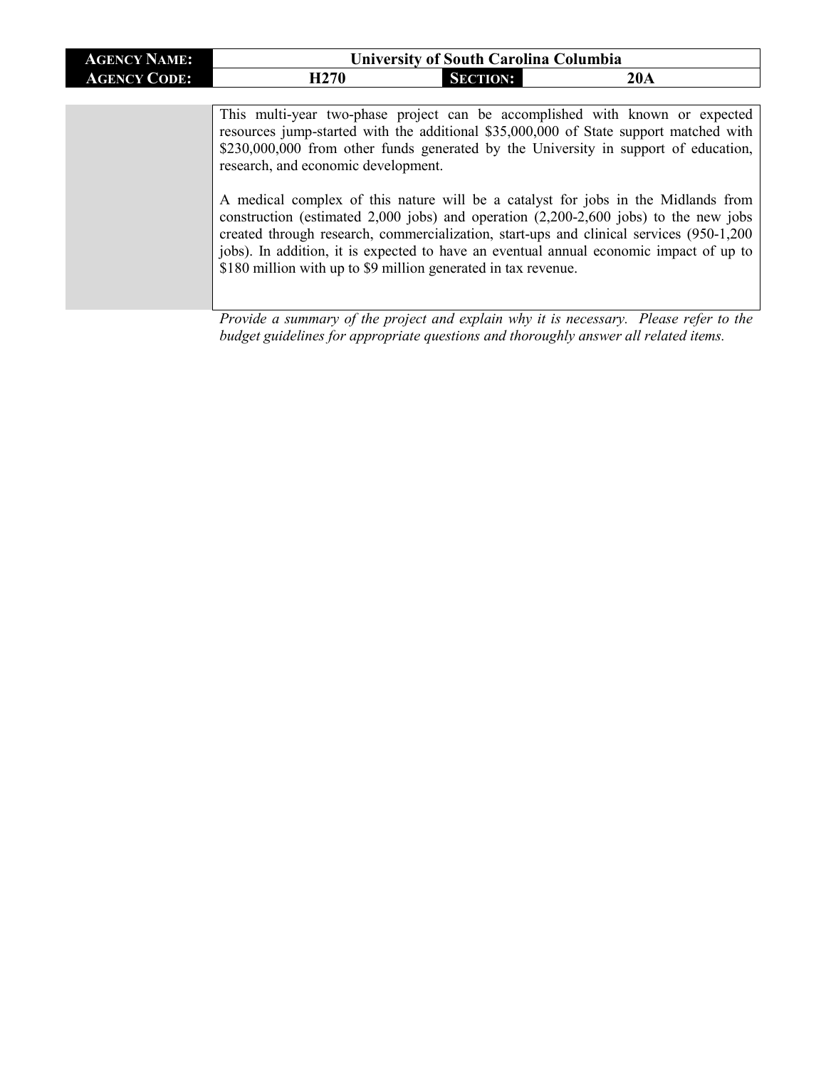| **AGENCY NAME:** | University of South Carolina Columbia | | |
| --- | --- | --- | --- |
| **AGENCY CODE:** | H270 | **SECTION:** | 20A |

This multi-year two-phase project can be accomplished with known or expected resources jump-started with the additional $35,000,000 of State support matched with $230,000,000 from other funds generated by the University in support of education, research, and economic development.

A medical complex of this nature will be a catalyst for jobs in the Midlands from construction (estimated 2,000 jobs) and operation (2,200-2,600 jobs) to the new jobs created through research, commercialization, start-ups and clinical services (950-1,200 jobs). In addition, it is expected to have an eventual annual economic impact of up to $180 million with up to $9 million generated in tax revenue.

*Provide a summary of the project and explain why it is necessary. Please refer to the budget guidelines for appropriate questions and thoroughly answer all related items.*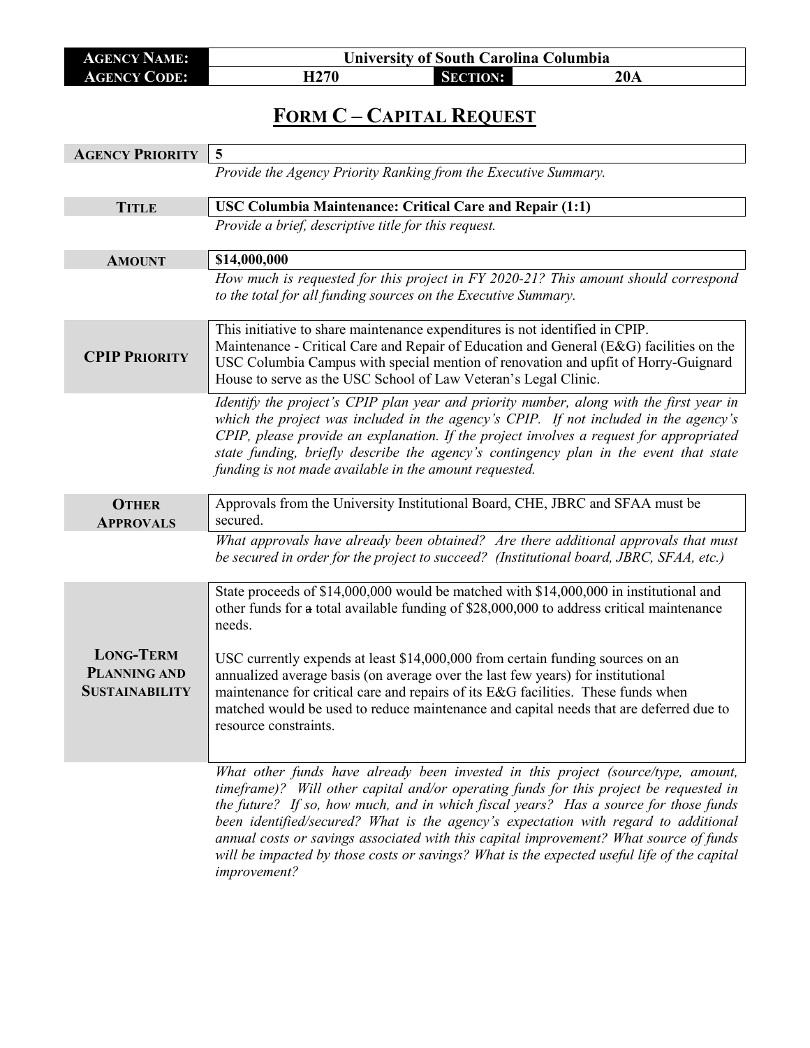| AGENCY NAME: | University of South Carolina Columbia | | |
|---|---|---|---|
| AGENCY CODE: | H270 | SECTION: | 20A |

## FORM C – CAPITAL REQUEST

| | |
|---|---|
| **AGENCY PRIORITY** | 5 |
| | *Provide the Agency Priority Ranking from the Executive Summary.* |
| **TITLE** | **USC Columbia Maintenance: Critical Care and Repair (1:1)** |
| | *Provide a brief, descriptive title for this request.* |
| **AMOUNT** | **$14,000,000** |
| | *How much is requested for this project in FY 2020-21? This amount should correspond to the total for all funding sources on the Executive Summary.* |
| **CPIP PRIORITY** | This initiative to share maintenance expenditures is not identified in CPIP. Maintenance - Critical Care and Repair of Education and General (E&G) facilities on the USC Columbia Campus with special mention of renovation and upfit of Horry-Guignard House to serve as the USC School of Law Veteran's Legal Clinic. |
| | *Identify the project's CPIP plan year and priority number, along with the first year in which the project was included in the agency's CPIP. If not included in the agency's CPIP, please provide an explanation. If the project involves a request for appropriated state funding, briefly describe the agency's contingency plan in the event that state funding is not made available in the amount requested.* |
| **OTHER APPROVALS** | Approvals from the University Institutional Board, CHE, JBRC and SFAA must be secured. |
| | *What approvals have already been obtained? Are there additional approvals that must be secured in order for the project to succeed? (Institutional board, JBRC, SFAA, etc.)* |
| **LONG-TERM PLANNING AND SUSTAINABILITY** | State proceeds of $14,000,000 would be matched with $14,000,000 in institutional and other funds for ~~a~~ total available funding of $28,000,000 to address critical maintenance needs.<br><br>USC currently expends at least $14,000,000 from certain funding sources on an annualized average basis (on average over the last few years) for institutional maintenance for critical care and repairs of its E&G facilities. These funds when matched would be used to reduce maintenance and capital needs that are deferred due to resource constraints. |
| | *What other funds have already been invested in this project (source/type, amount, timeframe)? Will other capital and/or operating funds for this project be requested in the future? If so, how much, and in which fiscal years? Has a source for those funds been identified/secured? What is the agency's expectation with regard to additional annual costs or savings associated with this capital improvement? What source of funds will be impacted by those costs or savings? What is the expected useful life of the capital improvement?* |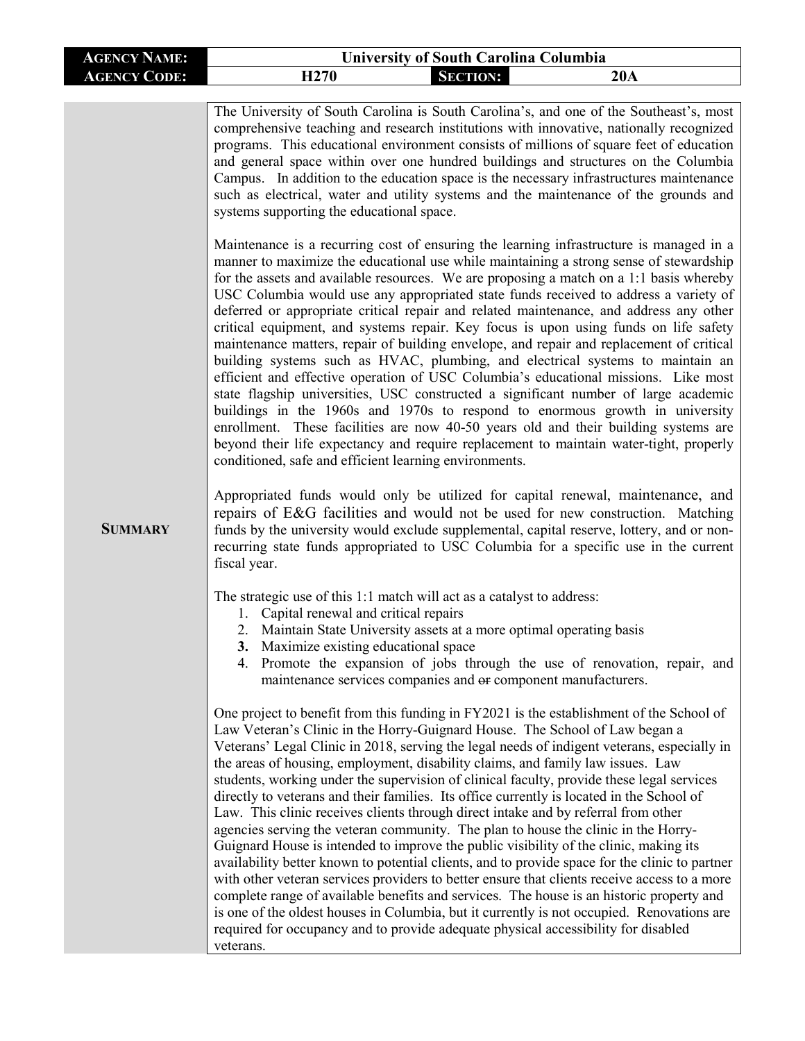| AGENCY NAME: | University of South Carolina Columbia | | |
| --- | --- | --- | --- |
| AGENCY CODE: | H270 | SECTION: | 20A |

**SUMMARY**

The University of South Carolina is South Carolina's, and one of the Southeast's, most comprehensive teaching and research institutions with innovative, nationally recognized programs. This educational environment consists of millions of square feet of education and general space within over one hundred buildings and structures on the Columbia Campus. In addition to the education space is the necessary infrastructures maintenance such as electrical, water and utility systems and the maintenance of the grounds and systems supporting the educational space.

Maintenance is a recurring cost of ensuring the learning infrastructure is managed in a manner to maximize the educational use while maintaining a strong sense of stewardship for the assets and available resources. We are proposing a match on a 1:1 basis whereby USC Columbia would use any appropriated state funds received to address a variety of deferred or appropriate critical repair and related maintenance, and address any other critical equipment, and systems repair. Key focus is upon using funds on life safety maintenance matters, repair of building envelope, and repair and replacement of critical building systems such as HVAC, plumbing, and electrical systems to maintain an efficient and effective operation of USC Columbia's educational missions. Like most state flagship universities, USC constructed a significant number of large academic buildings in the 1960s and 1970s to respond to enormous growth in university enrollment. These facilities are now 40-50 years old and their building systems are beyond their life expectancy and require replacement to maintain water-tight, properly conditioned, safe and efficient learning environments.

Appropriated funds would only be utilized for capital renewal, maintenance, and repairs of E&G facilities and would not be used for new construction. Matching funds by the university would exclude supplemental, capital reserve, lottery, and or non-recurring state funds appropriated to USC Columbia for a specific use in the current fiscal year.

The strategic use of this 1:1 match will act as a catalyst to address:

1. Capital renewal and critical repairs
2. Maintain State University assets at a more optimal operating basis
3. Maximize existing educational space
4. Promote the expansion of jobs through the use of renovation, repair, and maintenance services companies and ~~or~~ component manufacturers.

One project to benefit from this funding in FY2021 is the establishment of the School of Law Veteran's Clinic in the Horry-Guignard House. The School of Law began a Veterans' Legal Clinic in 2018, serving the legal needs of indigent veterans, especially in the areas of housing, employment, disability claims, and family law issues. Law students, working under the supervision of clinical faculty, provide these legal services directly to veterans and their families. Its office currently is located in the School of Law. This clinic receives clients through direct intake and by referral from other agencies serving the veteran community. The plan to house the clinic in the Horry-Guignard House is intended to improve the public visibility of the clinic, making its availability better known to potential clients, and to provide space for the clinic to partner with other veteran services providers to better ensure that clients receive access to a more complete range of available benefits and services. The house is an historic property and is one of the oldest houses in Columbia, but it currently is not occupied. Renovations are required for occupancy and to provide adequate physical accessibility for disabled veterans.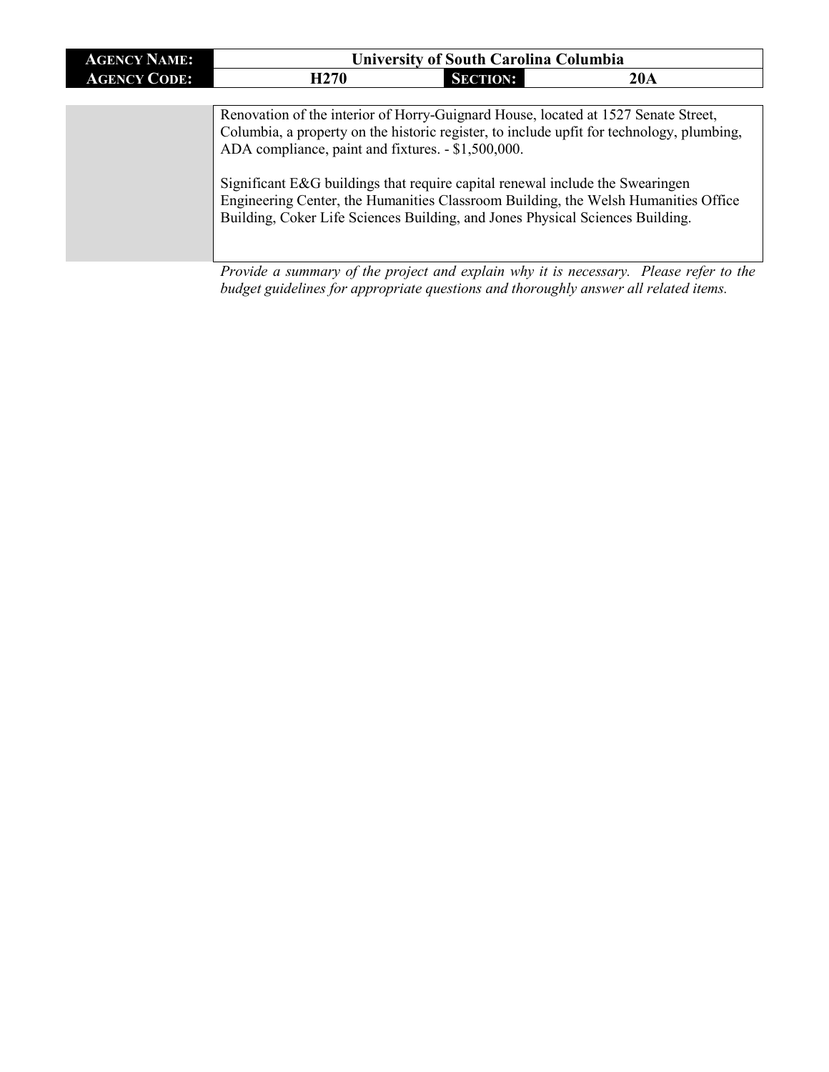| **AGENCY NAME:** | University of South Carolina Columbia | | |
|---|---|---|---|
| **AGENCY CODE:** | H270 | **SECTION:** | 20A |

| | |
|---|---|
| | Renovation of the interior of Horry-Guignard House, located at 1527 Senate Street, Columbia, a property on the historic register, to include upfit for technology, plumbing, ADA compliance, paint and fixtures. - $1,500,000.<br><br>Significant E&G buildings that require capital renewal include the Swearingen Engineering Center, the Humanities Classroom Building, the Welsh Humanities Office Building, Coker Life Sciences Building, and Jones Physical Sciences Building. |

*Provide a summary of the project and explain why it is necessary. Please refer to the budget guidelines for appropriate questions and thoroughly answer all related items.*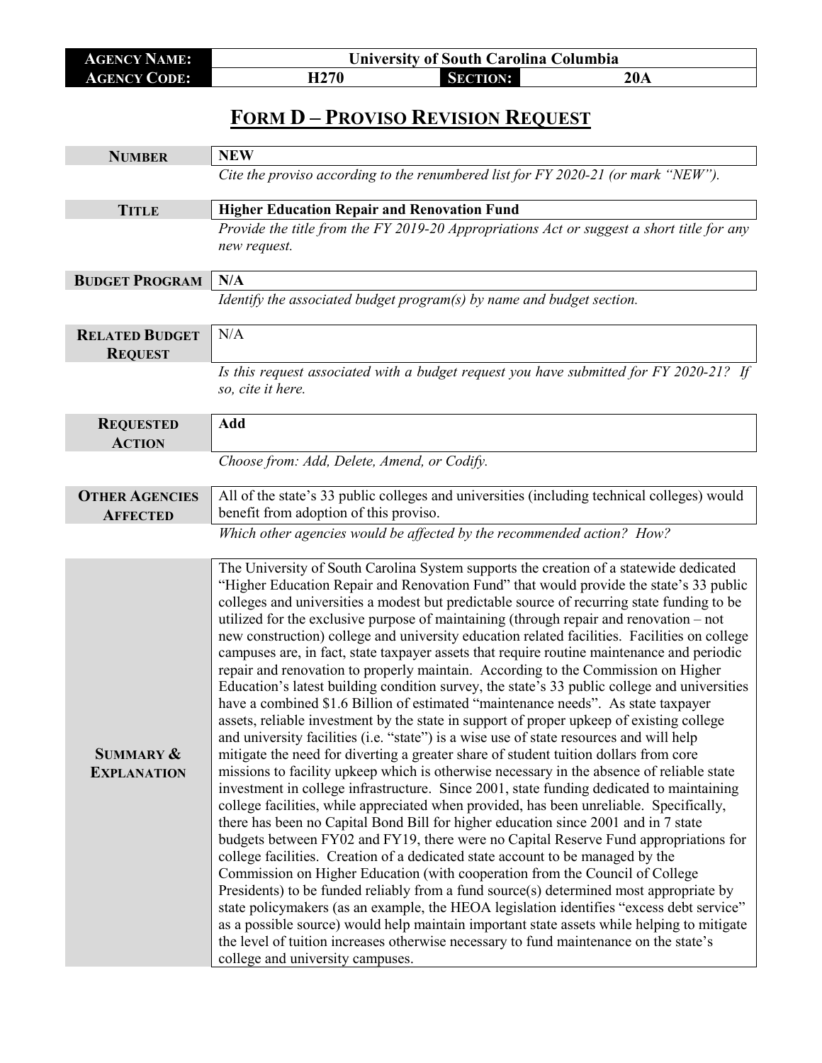| AGENCY NAME: | University of South Carolina Columbia | | |
|---|---|---|---|
| AGENCY CODE: | H270 | SECTION: | 20A |

# FORM D – PROVISO REVISION REQUEST

| | |
|---|---|
| **NUMBER** | **NEW** |
| | *Cite the proviso according to the renumbered list for FY 2020-21 (or mark "NEW").* |
| **TITLE** | **Higher Education Repair and Renovation Fund** |
| | *Provide the title from the FY 2019-20 Appropriations Act or suggest a short title for any new request.* |
| **BUDGET PROGRAM** | **N/A** |
| | *Identify the associated budget program(s) by name and budget section.* |
| **RELATED BUDGET REQUEST** | N/A |
| | *Is this request associated with a budget request you have submitted for FY 2020-21? If so, cite it here.* |
| **REQUESTED ACTION** | **Add** |
| | *Choose from: Add, Delete, Amend, or Codify.* |
| **OTHER AGENCIES AFFECTED** | All of the state's 33 public colleges and universities (including technical colleges) would benefit from adoption of this proviso. |
| | *Which other agencies would be affected by the recommended action? How?* |
| **SUMMARY & EXPLANATION** | The University of South Carolina System supports the creation of a statewide dedicated "Higher Education Repair and Renovation Fund" that would provide the state's 33 public colleges and universities a modest but predictable source of recurring state funding to be utilized for the exclusive purpose of maintaining (through repair and renovation – not new construction) college and university education related facilities. Facilities on college campuses are, in fact, state taxpayer assets that require routine maintenance and periodic repair and renovation to properly maintain. According to the Commission on Higher Education's latest building condition survey, the state's 33 public college and universities have a combined $1.6 Billion of estimated "maintenance needs". As state taxpayer assets, reliable investment by the state in support of proper upkeep of existing college and university facilities (i.e. "state") is a wise use of state resources and will help mitigate the need for diverting a greater share of student tuition dollars from core missions to facility upkeep which is otherwise necessary in the absence of reliable state investment in college infrastructure. Since 2001, state funding dedicated to maintaining college facilities, while appreciated when provided, has been unreliable. Specifically, there has been no Capital Bond Bill for higher education since 2001 and in 7 state budgets between FY02 and FY19, there were no Capital Reserve Fund appropriations for college facilities. Creation of a dedicated state account to be managed by the Commission on Higher Education (with cooperation from the Council of College Presidents) to be funded reliably from a fund source(s) determined most appropriate by state policymakers (as an example, the HEOA legislation identifies "excess debt service" as a possible source) would help maintain important state assets while helping to mitigate the level of tuition increases otherwise necessary to fund maintenance on the state's college and university campuses. |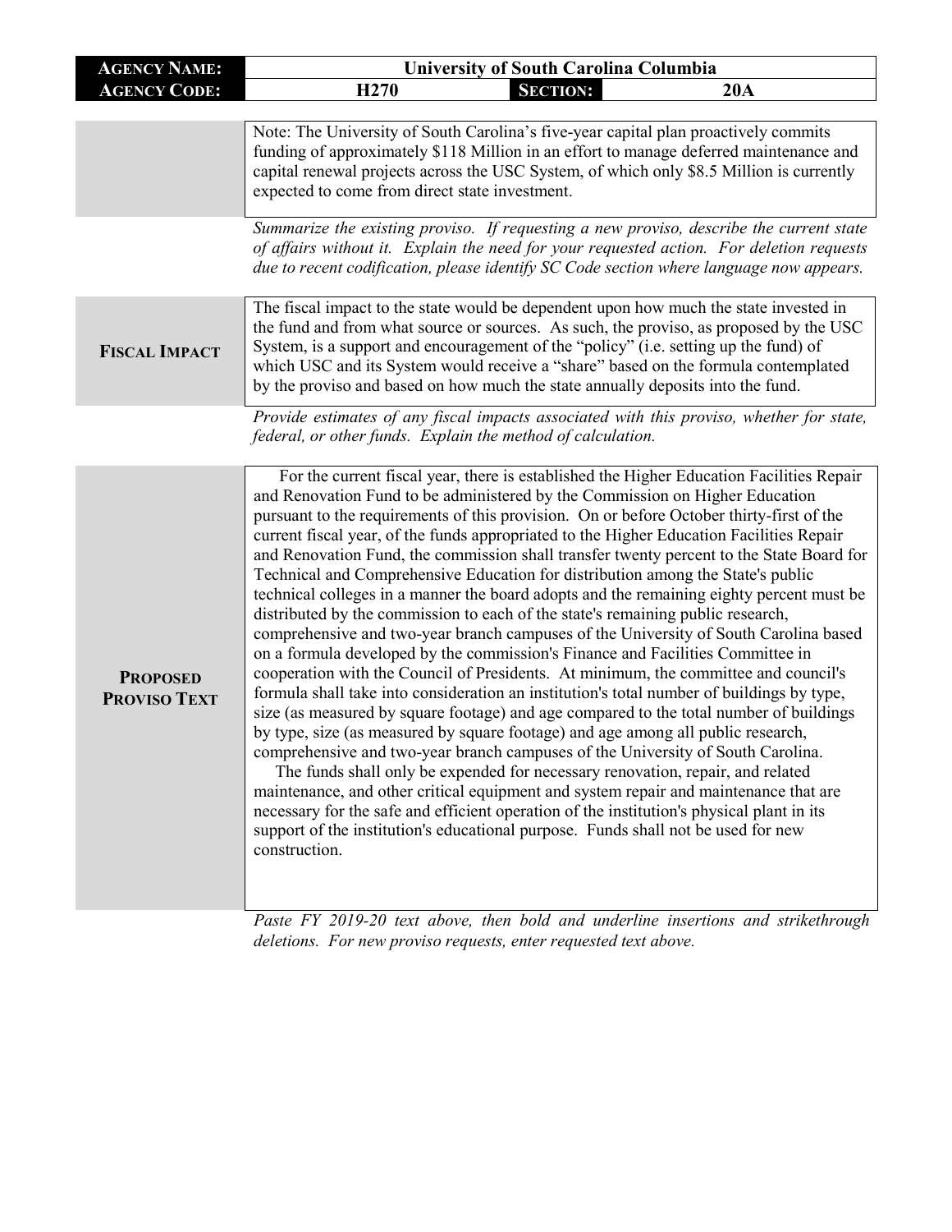| **AGENCY NAME:** | **University of South Carolina Columbia** | | |
|---|---|---|---|
| **AGENCY CODE:** | **H270** | **SECTION:** | **20A** |

| | |
|---|---|
| | Note: The University of South Carolina's five-year capital plan proactively commits funding of approximately $118 Million in an effort to manage deferred maintenance and capital renewal projects across the USC System, of which only $8.5 Million is currently expected to come from direct state investment. |

*Summarize the existing proviso. If requesting a new proviso, describe the current state of affairs without it. Explain the need for your requested action. For deletion requests due to recent codification, please identify SC Code section where language now appears.*

| | |
|---|---|
| **FISCAL IMPACT** | The fiscal impact to the state would be dependent upon how much the state invested in the fund and from what source or sources. As such, the proviso, as proposed by the USC System, is a support and encouragement of the "policy" (i.e. setting up the fund) of which USC and its System would receive a "share" based on the formula contemplated by the proviso and based on how much the state annually deposits into the fund. |

*Provide estimates of any fiscal impacts associated with this proviso, whether for state, federal, or other funds. Explain the method of calculation.*

| | |
|---|---|
| **PROPOSED PROVISO TEXT** | For the current fiscal year, there is established the Higher Education Facilities Repair and Renovation Fund to be administered by the Commission on Higher Education pursuant to the requirements of this provision. On or before October thirty-first of the current fiscal year, of the funds appropriated to the Higher Education Facilities Repair and Renovation Fund, the commission shall transfer twenty percent to the State Board for Technical and Comprehensive Education for distribution among the State's public technical colleges in a manner the board adopts and the remaining eighty percent must be distributed by the commission to each of the state's remaining public research, comprehensive and two-year branch campuses of the University of South Carolina based on a formula developed by the commission's Finance and Facilities Committee in cooperation with the Council of Presidents. At minimum, the committee and council's formula shall take into consideration an institution's total number of buildings by type, size (as measured by square footage) and age compared to the total number of buildings by type, size (as measured by square footage) and age among all public research, comprehensive and two-year branch campuses of the University of South Carolina.<br>The funds shall only be expended for necessary renovation, repair, and related maintenance, and other critical equipment and system repair and maintenance that are necessary for the safe and efficient operation of the institution's physical plant in its support of the institution's educational purpose. Funds shall not be used for new construction. |

*Paste FY 2019-20 text above, then bold and underline insertions and strikethrough deletions. For new proviso requests, enter requested text above.*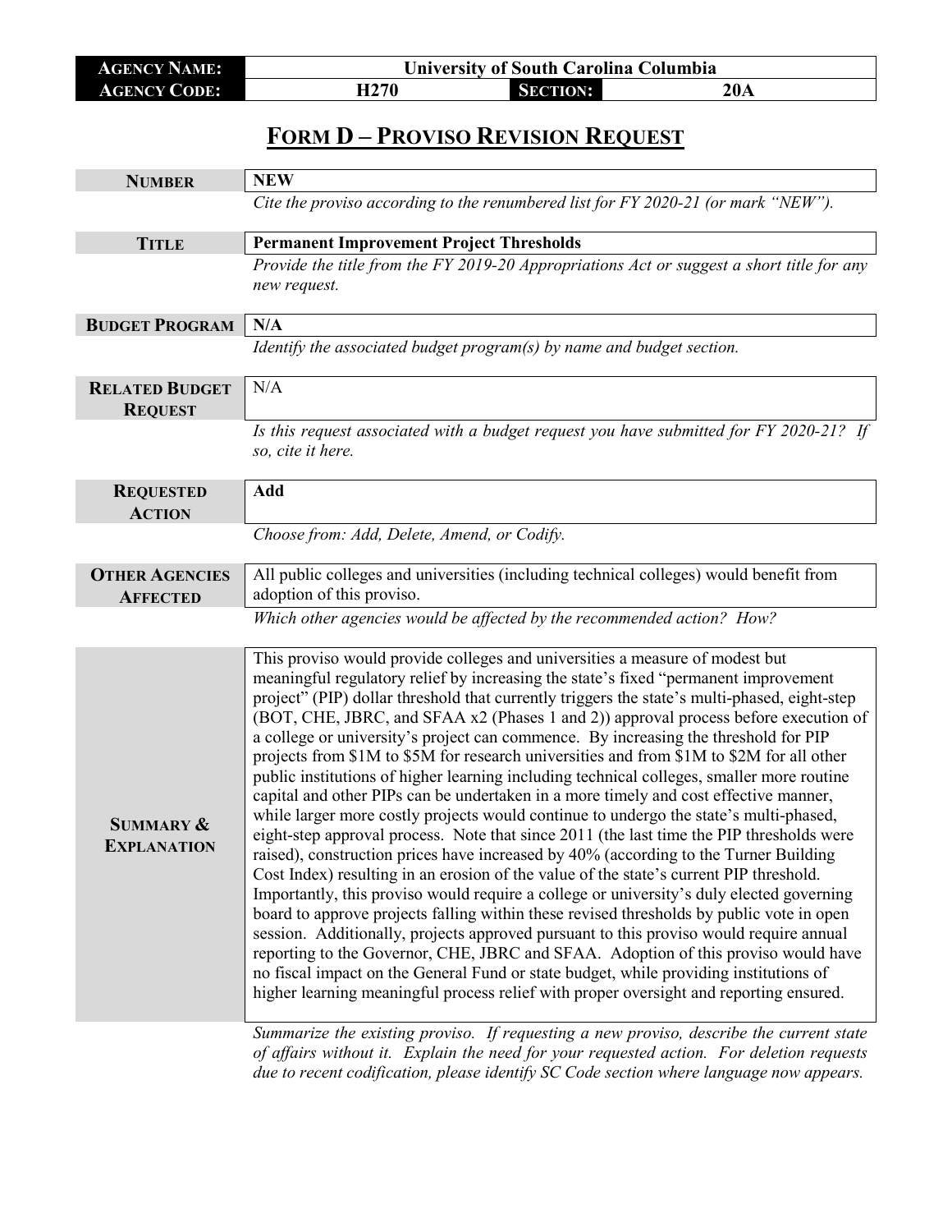| AGENCY NAME: | University of South Carolina Columbia | | |
|---|---|---|---|
| AGENCY CODE: | H270 | SECTION: | 20A |

# FORM D – PROVISO REVISION REQUEST

| | |
|---|---|
| **NUMBER** | **NEW** |
| | *Cite the proviso according to the renumbered list for FY 2020-21 (or mark "NEW").* |
| **TITLE** | **Permanent Improvement Project Thresholds** |
| | *Provide the title from the FY 2019-20 Appropriations Act or suggest a short title for any new request.* |
| **BUDGET PROGRAM** | **N/A** |
| | *Identify the associated budget program(s) by name and budget section.* |
| **RELATED BUDGET REQUEST** | N/A |
| | *Is this request associated with a budget request you have submitted for FY 2020-21? If so, cite it here.* |
| **REQUESTED ACTION** | **Add** |
| | *Choose from: Add, Delete, Amend, or Codify.* |
| **OTHER AGENCIES AFFECTED** | All public colleges and universities (including technical colleges) would benefit from adoption of this proviso. |
| | *Which other agencies would be affected by the recommended action? How?* |
| **SUMMARY & EXPLANATION** | This proviso would provide colleges and universities a measure of modest but meaningful regulatory relief by increasing the state's fixed "permanent improvement project" (PIP) dollar threshold that currently triggers the state's multi-phased, eight-step (BOT, CHE, JBRC, and SFAA x2 (Phases 1 and 2)) approval process before execution of a college or university's project can commence. By increasing the threshold for PIP projects from $1M to $5M for research universities and from $1M to $2M for all other public institutions of higher learning including technical colleges, smaller more routine capital and other PIPs can be undertaken in a more timely and cost effective manner, while larger more costly projects would continue to undergo the state's multi-phased, eight-step approval process. Note that since 2011 (the last time the PIP thresholds were raised), construction prices have increased by 40% (according to the Turner Building Cost Index) resulting in an erosion of the value of the state's current PIP threshold. Importantly, this proviso would require a college or university's duly elected governing board to approve projects falling within these revised thresholds by public vote in open session. Additionally, projects approved pursuant to this proviso would require annual reporting to the Governor, CHE, JBRC and SFAA. Adoption of this proviso would have no fiscal impact on the General Fund or state budget, while providing institutions of higher learning meaningful process relief with proper oversight and reporting ensured. |
| | *Summarize the existing proviso. If requesting a new proviso, describe the current state of affairs without it. Explain the need for your requested action. For deletion requests due to recent codification, please identify SC Code section where language now appears.* |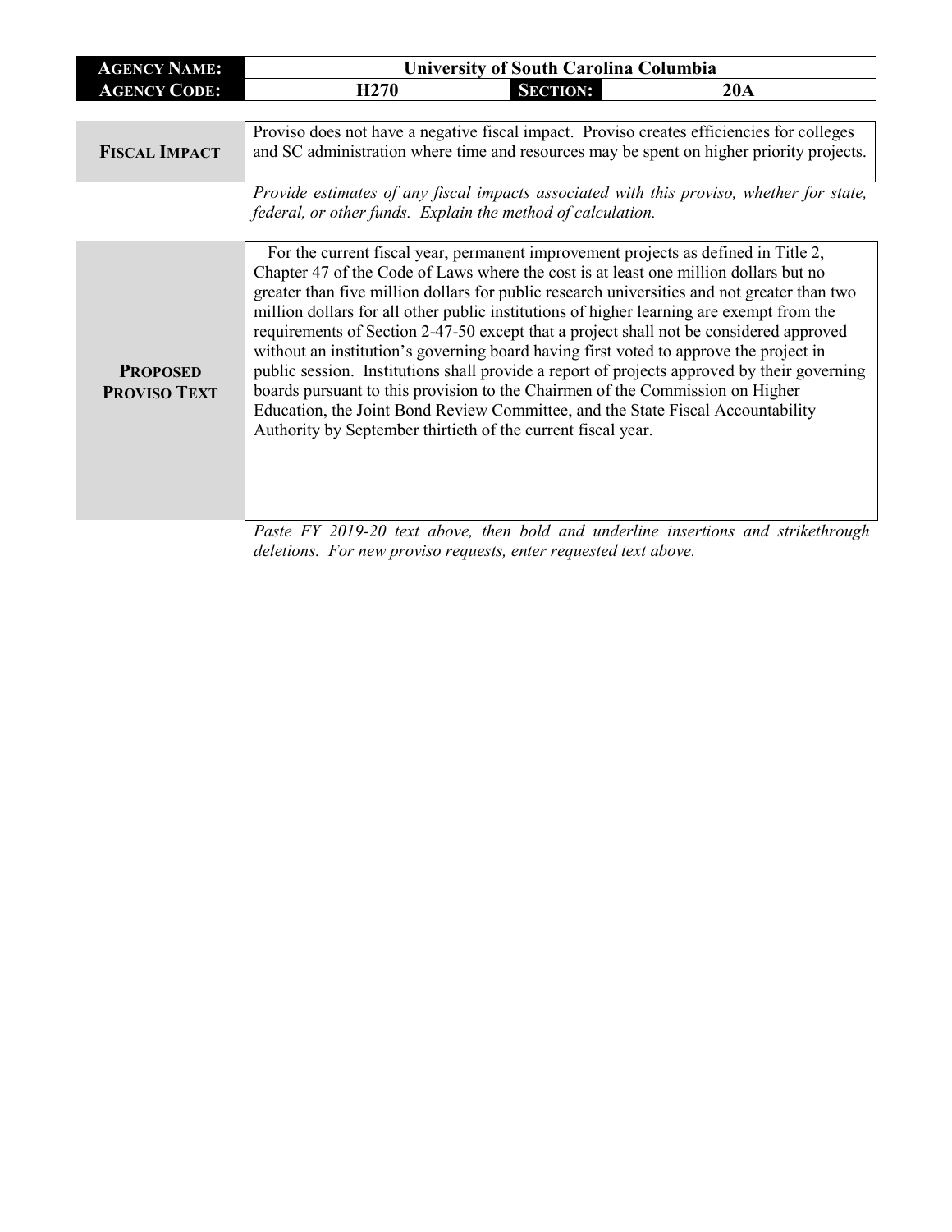| **AGENCY NAME:** | University of South Carolina Columbia | | |
|---|---|---|---|
| **AGENCY CODE:** | H270 | **SECTION:** | 20A |

| | |
|---|---|
| **FISCAL IMPACT** | Proviso does not have a negative fiscal impact. Proviso creates efficiencies for colleges and SC administration where time and resources may be spent on higher priority projects. |

*Provide estimates of any fiscal impacts associated with this proviso, whether for state, federal, or other funds. Explain the method of calculation.*

| | |
|---|---|
| **PROPOSED PROVISO TEXT** | For the current fiscal year, permanent improvement projects as defined in Title 2, Chapter 47 of the Code of Laws where the cost is at least one million dollars but no greater than five million dollars for public research universities and not greater than two million dollars for all other public institutions of higher learning are exempt from the requirements of Section 2-47-50 except that a project shall not be considered approved without an institution's governing board having first voted to approve the project in public session. Institutions shall provide a report of projects approved by their governing boards pursuant to this provision to the Chairmen of the Commission on Higher Education, the Joint Bond Review Committee, and the State Fiscal Accountability Authority by September thirtieth of the current fiscal year. |

*Paste FY 2019-20 text above, then bold and underline insertions and strikethrough deletions. For new proviso requests, enter requested text above.*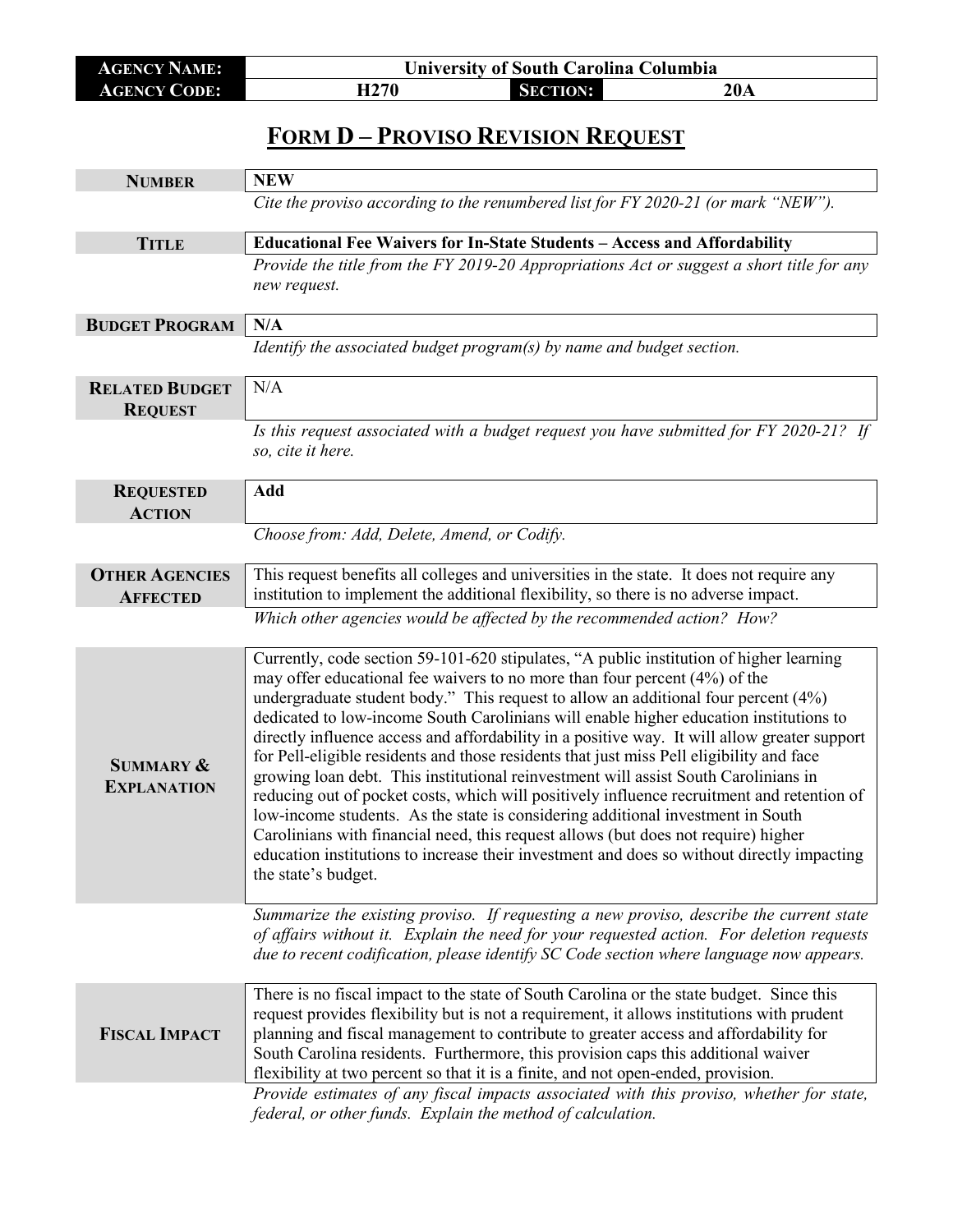| **AGENCY NAME:** | University of South Carolina Columbia | | |
|---|---|---|---|
| **AGENCY CODE:** | H270 | **SECTION:** | 20A |

## FORM D – PROVISO REVISION REQUEST

| | |
|---|---|
| **NUMBER** | **NEW** |
| | *Cite the proviso according to the renumbered list for FY 2020-21 (or mark "NEW").* |
| **TITLE** | **Educational Fee Waivers for In-State Students – Access and Affordability** |
| | *Provide the title from the FY 2019-20 Appropriations Act or suggest a short title for any new request.* |
| **BUDGET PROGRAM** | **N/A** |
| | *Identify the associated budget program(s) by name and budget section.* |
| **RELATED BUDGET REQUEST** | N/A |
| | *Is this request associated with a budget request you have submitted for FY 2020-21? If so, cite it here.* |
| **REQUESTED ACTION** | **Add** |
| | *Choose from: Add, Delete, Amend, or Codify.* |
| **OTHER AGENCIES AFFECTED** | This request benefits all colleges and universities in the state. It does not require any institution to implement the additional flexibility, so there is no adverse impact. |
| | *Which other agencies would be affected by the recommended action? How?* |
| **SUMMARY & EXPLANATION** | Currently, code section 59-101-620 stipulates, "A public institution of higher learning may offer educational fee waivers to no more than four percent (4%) of the undergraduate student body." This request to allow an additional four percent (4%) dedicated to low-income South Carolinians will enable higher education institutions to directly influence access and affordability in a positive way. It will allow greater support for Pell-eligible residents and those residents that just miss Pell eligibility and face growing loan debt. This institutional reinvestment will assist South Carolinians in reducing out of pocket costs, which will positively influence recruitment and retention of low-income students. As the state is considering additional investment in South Carolinians with financial need, this request allows (but does not require) higher education institutions to increase their investment and does so without directly impacting the state's budget. |
| | *Summarize the existing proviso. If requesting a new proviso, describe the current state of affairs without it. Explain the need for your requested action. For deletion requests due to recent codification, please identify SC Code section where language now appears.* |
| **FISCAL IMPACT** | There is no fiscal impact to the state of South Carolina or the state budget. Since this request provides flexibility but is not a requirement, it allows institutions with prudent planning and fiscal management to contribute to greater access and affordability for South Carolina residents. Furthermore, this provision caps this additional waiver flexibility at two percent so that it is a finite, and not open-ended, provision. |
| | *Provide estimates of any fiscal impacts associated with this proviso, whether for state, federal, or other funds. Explain the method of calculation.* |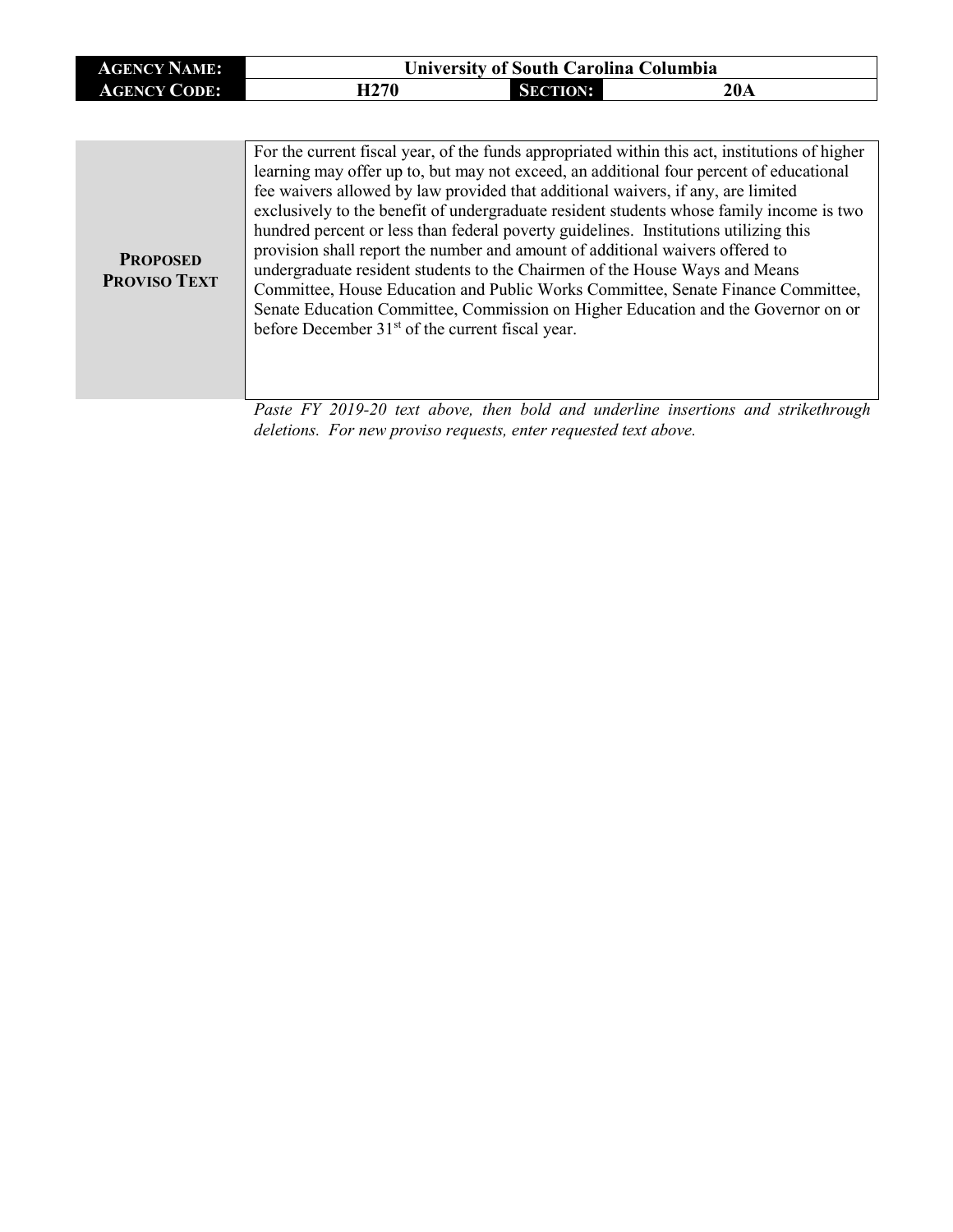| **AGENCY NAME:** | University of South Carolina Columbia | | |
|---|---|---|---|
| **AGENCY CODE:** | H270 | **SECTION:** | 20A |

| | |
|---|---|
| **PROPOSED PROVISO TEXT** | For the current fiscal year, of the funds appropriated within this act, institutions of higher learning may offer up to, but may not exceed, an additional four percent of educational fee waivers allowed by law provided that additional waivers, if any, are limited exclusively to the benefit of undergraduate resident students whose family income is two hundred percent or less than federal poverty guidelines. Institutions utilizing this provision shall report the number and amount of additional waivers offered to undergraduate resident students to the Chairmen of the House Ways and Means Committee, House Education and Public Works Committee, Senate Finance Committee, Senate Education Committee, Commission on Higher Education and the Governor on or before December 31st of the current fiscal year. |

*Paste FY 2019-20 text above, then bold and underline insertions and strikethrough deletions. For new proviso requests, enter requested text above.*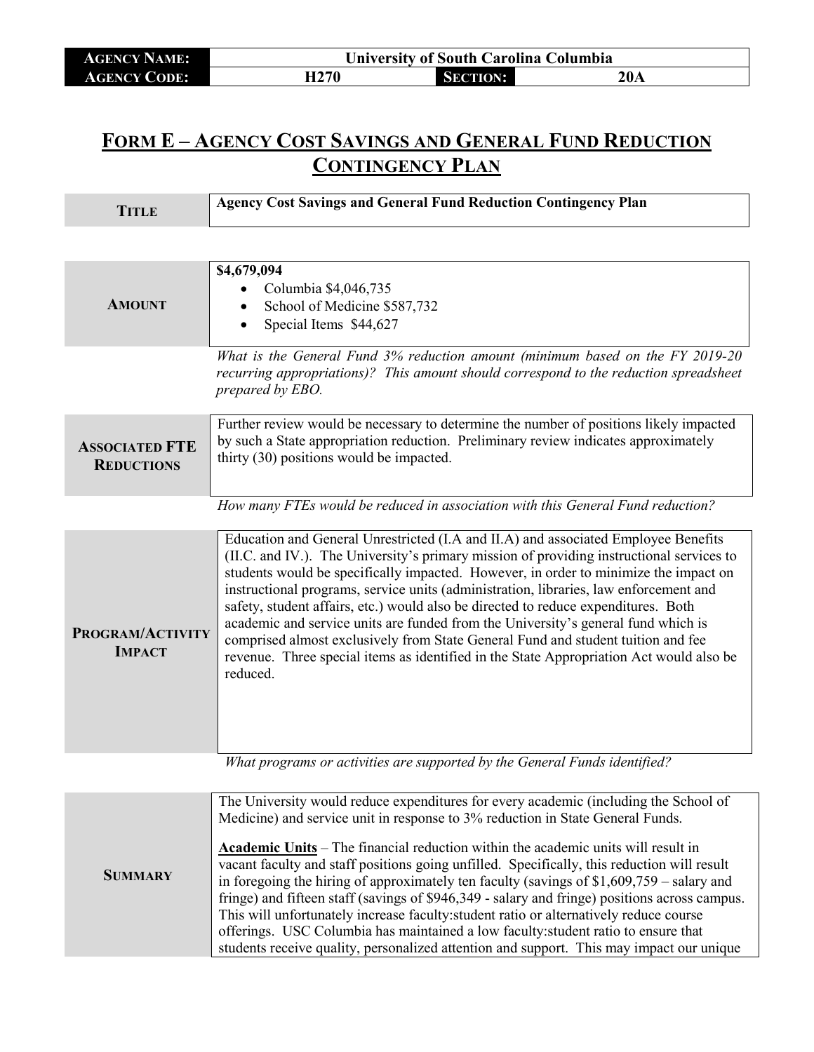| AGENCY NAME: | University of South Carolina Columbia | | |
|---|---|---|---|
| AGENCY CODE: | H270 | SECTION: | 20A |

## FORM E – AGENCY COST SAVINGS AND GENERAL FUND REDUCTION CONTINGENCY PLAN

| TITLE | Agency Cost Savings and General Fund Reduction Contingency Plan |
|---|---|

| AMOUNT | **$4,679,094**<br>• Columbia $4,046,735<br>• School of Medicine $587,732<br>• Special Items $44,627 |
|---|---|

*What is the General Fund 3% reduction amount (minimum based on the FY 2019-20 recurring appropriations)? This amount should correspond to the reduction spreadsheet prepared by EBO.*

| ASSOCIATED FTE REDUCTIONS | Further review would be necessary to determine the number of positions likely impacted by such a State appropriation reduction. Preliminary review indicates approximately thirty (30) positions would be impacted. |
|---|---|

*How many FTEs would be reduced in association with this General Fund reduction?*

| PROGRAM/ACTIVITY IMPACT | Education and General Unrestricted (I.A and II.A) and associated Employee Benefits (II.C. and IV.). The University's primary mission of providing instructional services to students would be specifically impacted. However, in order to minimize the impact on instructional programs, service units (administration, libraries, law enforcement and safety, student affairs, etc.) would also be directed to reduce expenditures. Both academic and service units are funded from the University's general fund which is comprised almost exclusively from State General Fund and student tuition and fee revenue. Three special items as identified in the State Appropriation Act would also be reduced. |
|---|---|

*What programs or activities are supported by the General Funds identified?*

| SUMMARY | The University would reduce expenditures for every academic (including the School of Medicine) and service unit in response to 3% reduction in State General Funds.<br><br>**Academic Units** – The financial reduction within the academic units will result in vacant faculty and staff positions going unfilled. Specifically, this reduction will result in foregoing the hiring of approximately ten faculty (savings of $1,609,759 – salary and fringe) and fifteen staff (savings of $946,349 - salary and fringe) positions across campus. This will unfortunately increase faculty:student ratio or alternatively reduce course offerings. USC Columbia has maintained a low faculty:student ratio to ensure that students receive quality, personalized attention and support. This may impact our unique |
|---|---|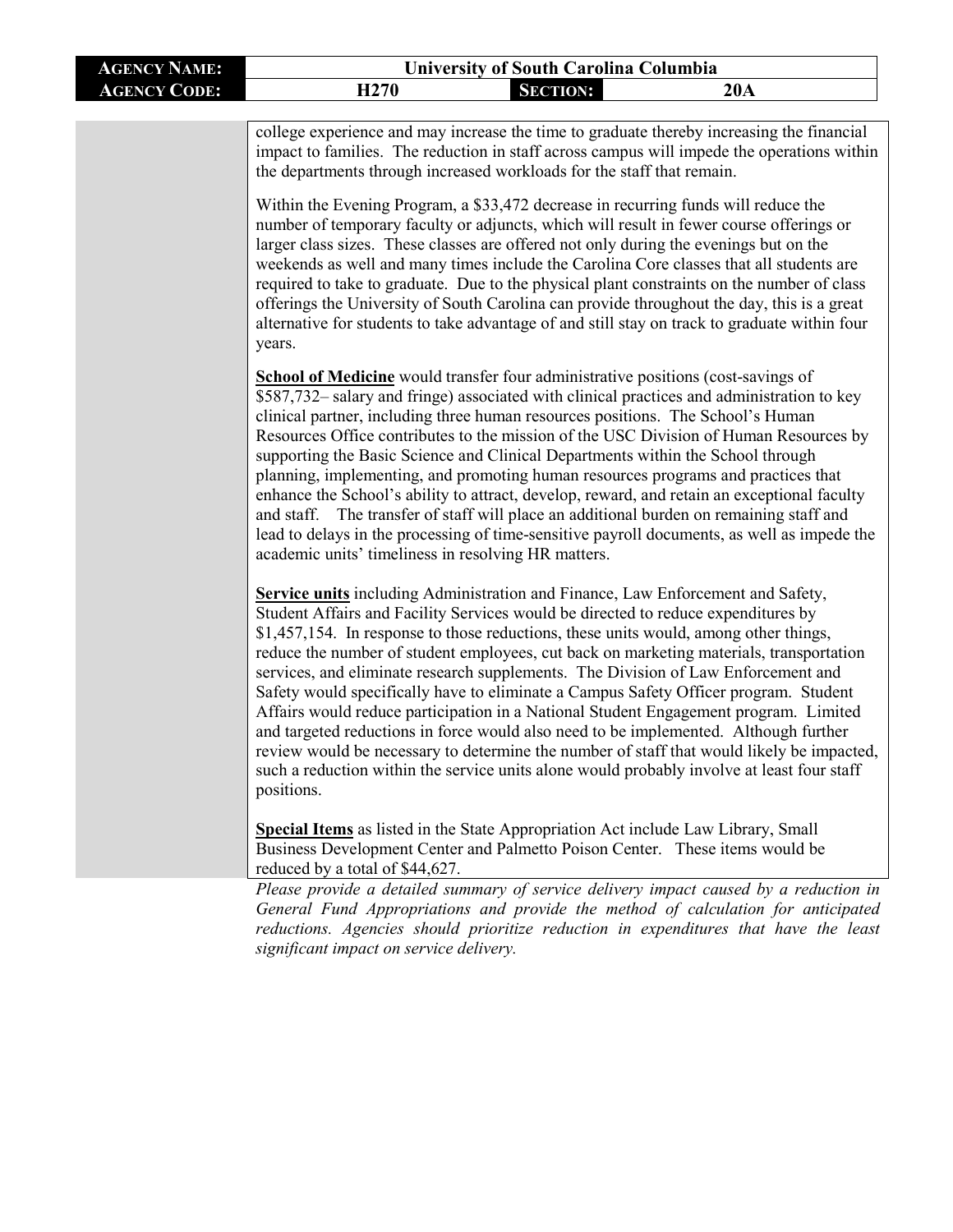| AGENCY NAME: | University of South Carolina Columbia | | |
|---|---|---|---|
| AGENCY CODE: | H270 | SECTION: | 20A |

college experience and may increase the time to graduate thereby increasing the financial impact to families. The reduction in staff across campus will impede the operations within the departments through increased workloads for the staff that remain.

Within the Evening Program, a $33,472 decrease in recurring funds will reduce the number of temporary faculty or adjuncts, which will result in fewer course offerings or larger class sizes. These classes are offered not only during the evenings but on the weekends as well and many times include the Carolina Core classes that all students are required to take to graduate. Due to the physical plant constraints on the number of class offerings the University of South Carolina can provide throughout the day, this is a great alternative for students to take advantage of and still stay on track to graduate within four years.

**School of Medicine** would transfer four administrative positions (cost-savings of $587,732– salary and fringe) associated with clinical practices and administration to key clinical partner, including three human resources positions. The School's Human Resources Office contributes to the mission of the USC Division of Human Resources by supporting the Basic Science and Clinical Departments within the School through planning, implementing, and promoting human resources programs and practices that enhance the School's ability to attract, develop, reward, and retain an exceptional faculty and staff. The transfer of staff will place an additional burden on remaining staff and lead to delays in the processing of time-sensitive payroll documents, as well as impede the academic units' timeliness in resolving HR matters.

**Service units** including Administration and Finance, Law Enforcement and Safety, Student Affairs and Facility Services would be directed to reduce expenditures by $1,457,154. In response to those reductions, these units would, among other things, reduce the number of student employees, cut back on marketing materials, transportation services, and eliminate research supplements. The Division of Law Enforcement and Safety would specifically have to eliminate a Campus Safety Officer program. Student Affairs would reduce participation in a National Student Engagement program. Limited and targeted reductions in force would also need to be implemented. Although further review would be necessary to determine the number of staff that would likely be impacted, such a reduction within the service units alone would probably involve at least four staff positions.

**Special Items** as listed in the State Appropriation Act include Law Library, Small Business Development Center and Palmetto Poison Center. These items would be reduced by a total of $44,627.

*Please provide a detailed summary of service delivery impact caused by a reduction in General Fund Appropriations and provide the method of calculation for anticipated reductions. Agencies should prioritize reduction in expenditures that have the least significant impact on service delivery.*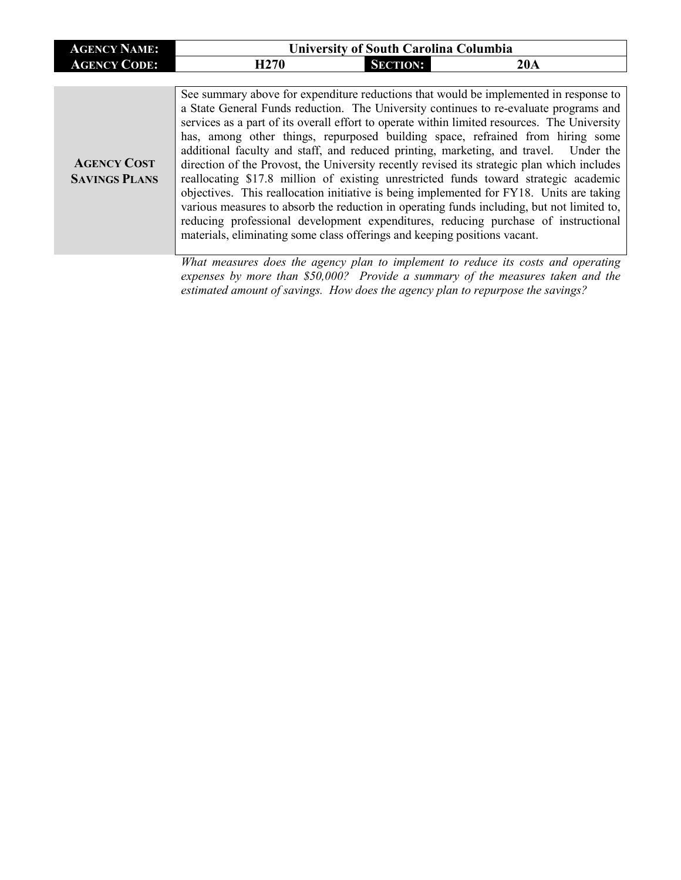| **AGENCY NAME:** | University of South Carolina Columbia | | |
|---|---|---|---|
| **AGENCY CODE:** | H270 | **SECTION:** | 20A |

| | |
|---|---|
| **AGENCY COST SAVINGS PLANS** | See summary above for expenditure reductions that would be implemented in response to a State General Funds reduction. The University continues to re-evaluate programs and services as a part of its overall effort to operate within limited resources. The University has, among other things, repurposed building space, refrained from hiring some additional faculty and staff, and reduced printing, marketing, and travel. Under the direction of the Provost, the University recently revised its strategic plan which includes reallocating \$17.8 million of existing unrestricted funds toward strategic academic objectives. This reallocation initiative is being implemented for FY18. Units are taking various measures to absorb the reduction in operating funds including, but not limited to, reducing professional development expenditures, reducing purchase of instructional materials, eliminating some class offerings and keeping positions vacant. |

*What measures does the agency plan to implement to reduce its costs and operating expenses by more than \$50,000? Provide a summary of the measures taken and the estimated amount of savings. How does the agency plan to repurpose the savings?*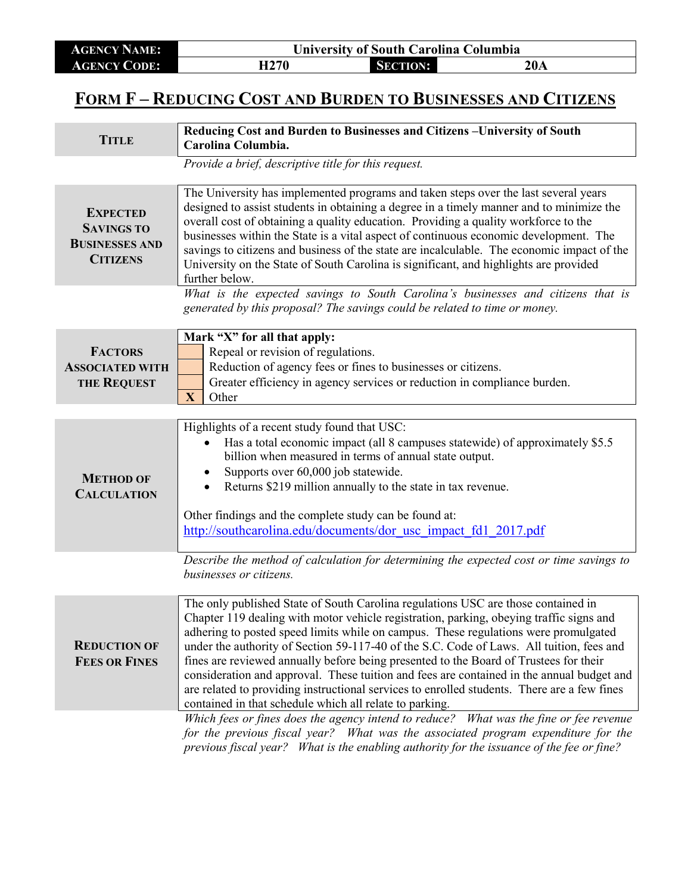| AGENCY NAME: | University of South Carolina Columbia | | |
|---|---|---|---|
| AGENCY CODE: | H270 | SECTION: | 20A |

# FORM F – REDUCING COST AND BURDEN TO BUSINESSES AND CITIZENS

| | |
|---|---|
| **TITLE** | **Reducing Cost and Burden to Businesses and Citizens –University of South Carolina Columbia.** |
| | *Provide a brief, descriptive title for this request.* |

| | |
|---|---|
| **EXPECTED SAVINGS TO BUSINESSES AND CITIZENS** | The University has implemented programs and taken steps over the last several years designed to assist students in obtaining a degree in a timely manner and to minimize the overall cost of obtaining a quality education. Providing a quality workforce to the businesses within the State is a vital aspect of continuous economic development. The savings to citizens and business of the state are incalculable. The economic impact of the University on the State of South Carolina is significant, and highlights are provided further below. |
| | *What is the expected savings to South Carolina's businesses and citizens that is generated by this proposal? The savings could be related to time or money.* |

| | | |
|---|---|---|
| **FACTORS ASSOCIATED WITH THE REQUEST** | | **Mark "X" for all that apply:** |
| | | Repeal or revision of regulations. |
| | | Reduction of agency fees or fines to businesses or citizens. |
| | | Greater efficiency in agency services or reduction in compliance burden. |
| | X | Other |

| | |
|---|---|
| **METHOD OF CALCULATION** | Highlights of a recent study found that USC:<br>• Has a total economic impact (all 8 campuses statewide) of approximately $5.5 billion when measured in terms of annual state output.<br>• Supports over 60,000 job statewide.<br>• Returns $219 million annually to the state in tax revenue.<br><br>Other findings and the complete study can be found at: http://southcarolina.edu/documents/dor_usc_impact_fd1_2017.pdf |
| | *Describe the method of calculation for determining the expected cost or time savings to businesses or citizens.* |

| | |
|---|---|
| **REDUCTION OF FEES OR FINES** | The only published State of South Carolina regulations USC are those contained in Chapter 119 dealing with motor vehicle registration, parking, obeying traffic signs and adhering to posted speed limits while on campus. These regulations were promulgated under the authority of Section 59-117-40 of the S.C. Code of Laws. All tuition, fees and fines are reviewed annually before being presented to the Board of Trustees for their consideration and approval. These tuition and fees are contained in the annual budget and are related to providing instructional services to enrolled students. There are a few fines contained in that schedule which all relate to parking. |
| | *Which fees or fines does the agency intend to reduce? What was the fine or fee revenue for the previous fiscal year? What was the associated program expenditure for the previous fiscal year? What is the enabling authority for the issuance of the fee or fine?* |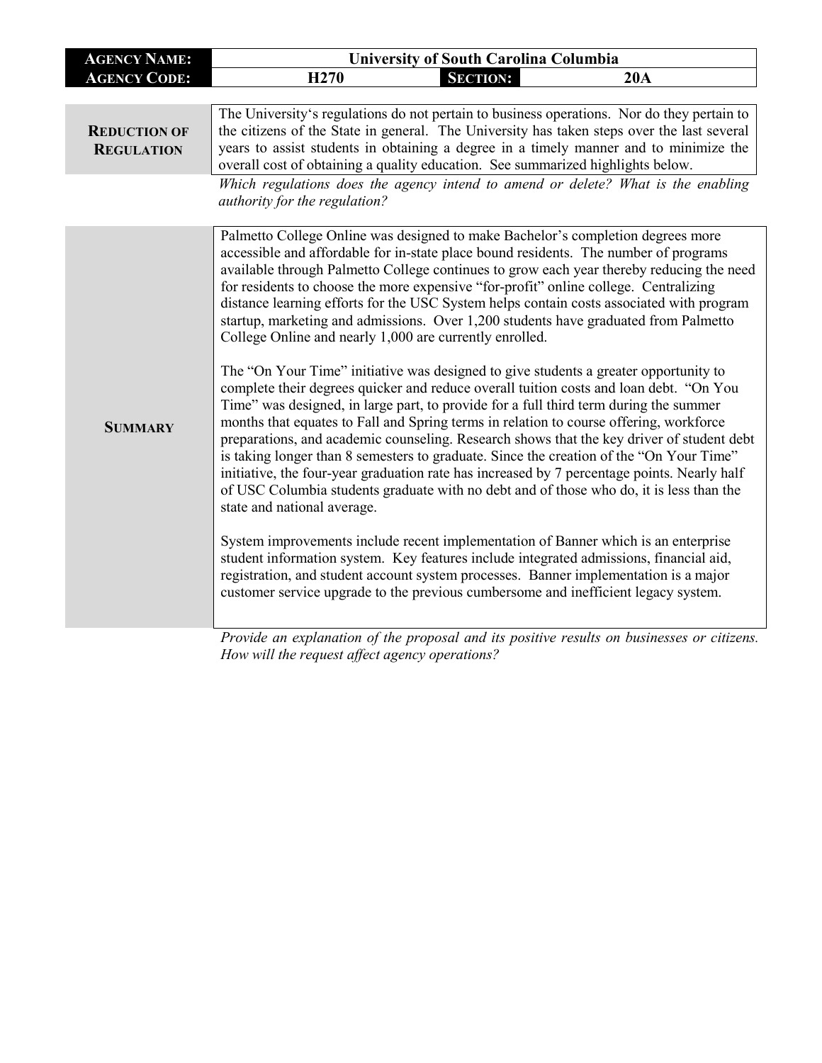| **AGENCY NAME:** | University of South Carolina Columbia | | |
|---|---|---|---|
| **AGENCY CODE:** | H270 | **SECTION:** | 20A |

| | |
|---|---|
| **REDUCTION OF REGULATION** | The University's regulations do not pertain to business operations. Nor do they pertain to the citizens of the State in general. The University has taken steps over the last several years to assist students in obtaining a degree in a timely manner and to minimize the overall cost of obtaining a quality education. See summarized highlights below. |

*Which regulations does the agency intend to amend or delete? What is the enabling authority for the regulation?*

| | |
|---|---|
| **SUMMARY** | Palmetto College Online was designed to make Bachelor's completion degrees more accessible and affordable for in-state place bound residents. The number of programs available through Palmetto College continues to grow each year thereby reducing the need for residents to choose the more expensive "for-profit" online college. Centralizing distance learning efforts for the USC System helps contain costs associated with program startup, marketing and admissions. Over 1,200 students have graduated from Palmetto College Online and nearly 1,000 are currently enrolled.<br><br>The "On Your Time" initiative was designed to give students a greater opportunity to complete their degrees quicker and reduce overall tuition costs and loan debt. "On You Time" was designed, in large part, to provide for a full third term during the summer months that equates to Fall and Spring terms in relation to course offering, workforce preparations, and academic counseling. Research shows that the key driver of student debt is taking longer than 8 semesters to graduate. Since the creation of the "On Your Time" initiative, the four-year graduation rate has increased by 7 percentage points. Nearly half of USC Columbia students graduate with no debt and of those who do, it is less than the state and national average.<br><br>System improvements include recent implementation of Banner which is an enterprise student information system. Key features include integrated admissions, financial aid, registration, and student account system processes. Banner implementation is a major customer service upgrade to the previous cumbersome and inefficient legacy system. |

*Provide an explanation of the proposal and its positive results on businesses or citizens. How will the request affect agency operations?*